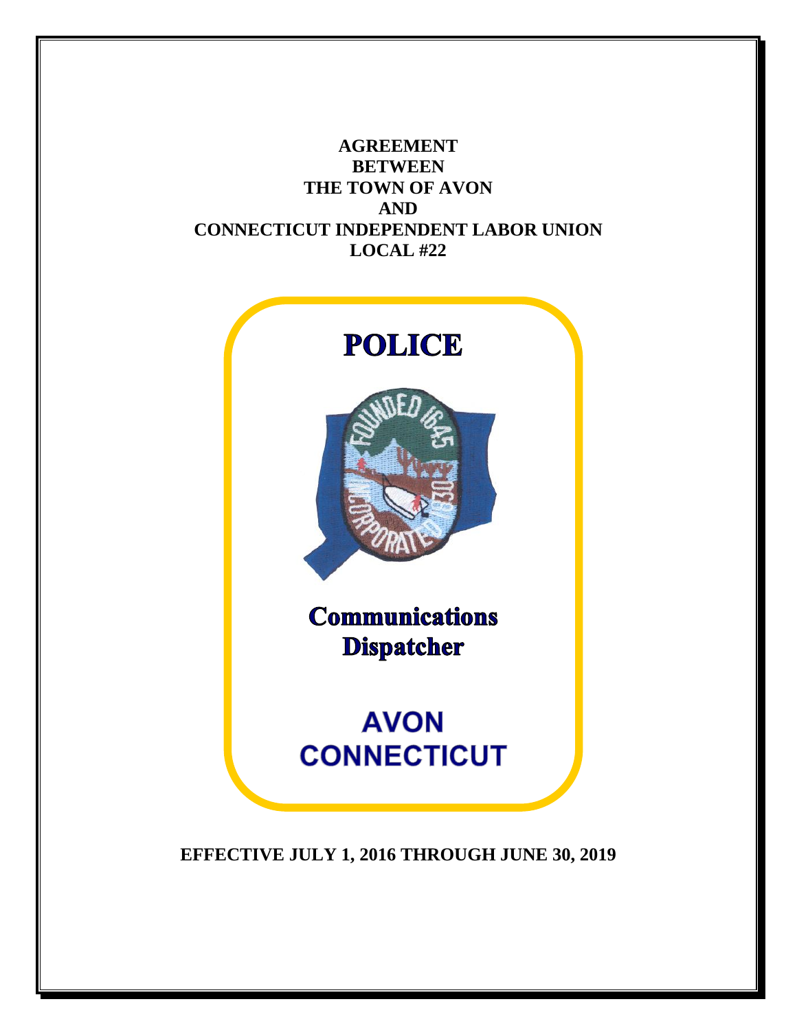**AGREEMENT**
**BETWEEN**
**THE TOWN OF AVON**
**AND**
**CONNECTICUT INDEPENDENT LABOR UNION**
**LOCAL #22**

# POLICE

## Communications Dispatcher

## AVON CONNECTICUT

**EFFECTIVE JULY 1, 2016 THROUGH JUNE 30, 2019**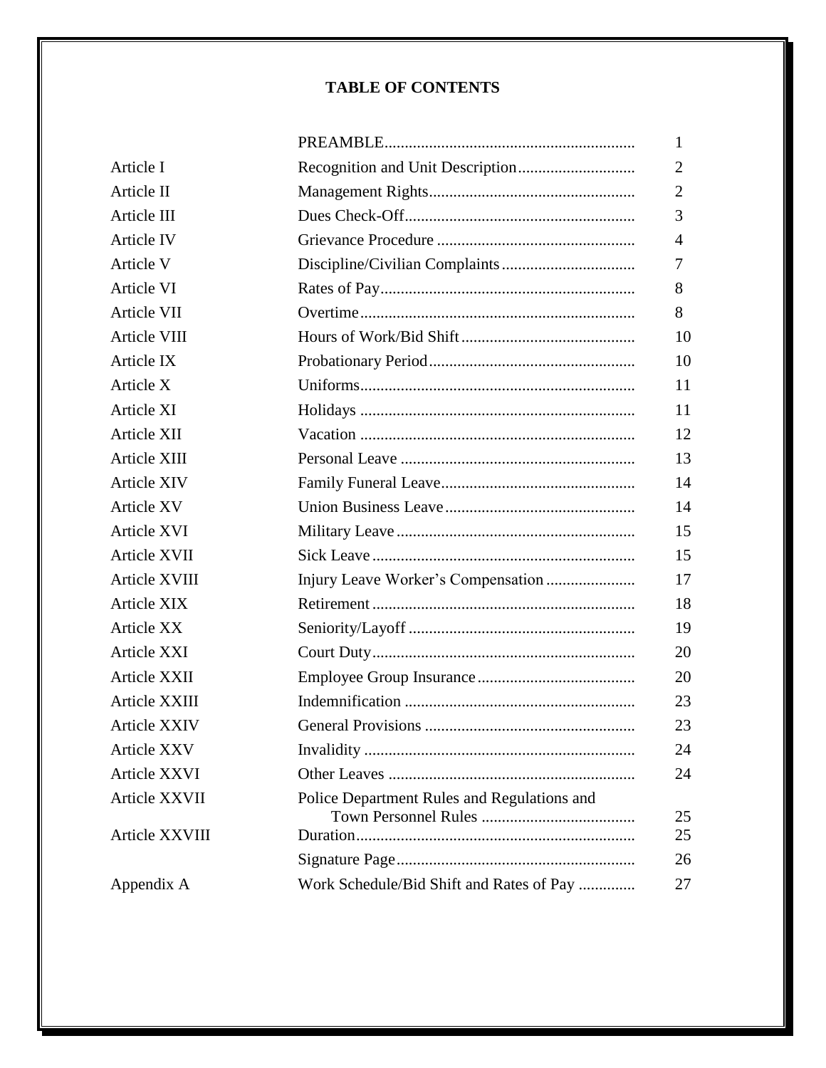# TABLE OF CONTENTS

| | | |
|---|---|---|
| | PREAMBLE | 1 |
| Article I | Recognition and Unit Description | 2 |
| Article II | Management Rights | 2 |
| Article III | Dues Check-Off | 3 |
| Article IV | Grievance Procedure | 4 |
| Article V | Discipline/Civilian Complaints | 7 |
| Article VI | Rates of Pay | 8 |
| Article VII | Overtime | 8 |
| Article VIII | Hours of Work/Bid Shift | 10 |
| Article IX | Probationary Period | 10 |
| Article X | Uniforms | 11 |
| Article XI | Holidays | 11 |
| Article XII | Vacation | 12 |
| Article XIII | Personal Leave | 13 |
| Article XIV | Family Funeral Leave | 14 |
| Article XV | Union Business Leave | 14 |
| Article XVI | Military Leave | 15 |
| Article XVII | Sick Leave | 15 |
| Article XVIII | Injury Leave Worker's Compensation | 17 |
| Article XIX | Retirement | 18 |
| Article XX | Seniority/Layoff | 19 |
| Article XXI | Court Duty | 20 |
| Article XXII | Employee Group Insurance | 20 |
| Article XXIII | Indemnification | 23 |
| Article XXIV | General Provisions | 23 |
| Article XXV | Invalidity | 24 |
| Article XXVI | Other Leaves | 24 |
| Article XXVII | Police Department Rules and Regulations and Town Personnel Rules | 25 |
| Article XXVIII | Duration | 25 |
| | Signature Page | 26 |
| Appendix A | Work Schedule/Bid Shift and Rates of Pay | 27 |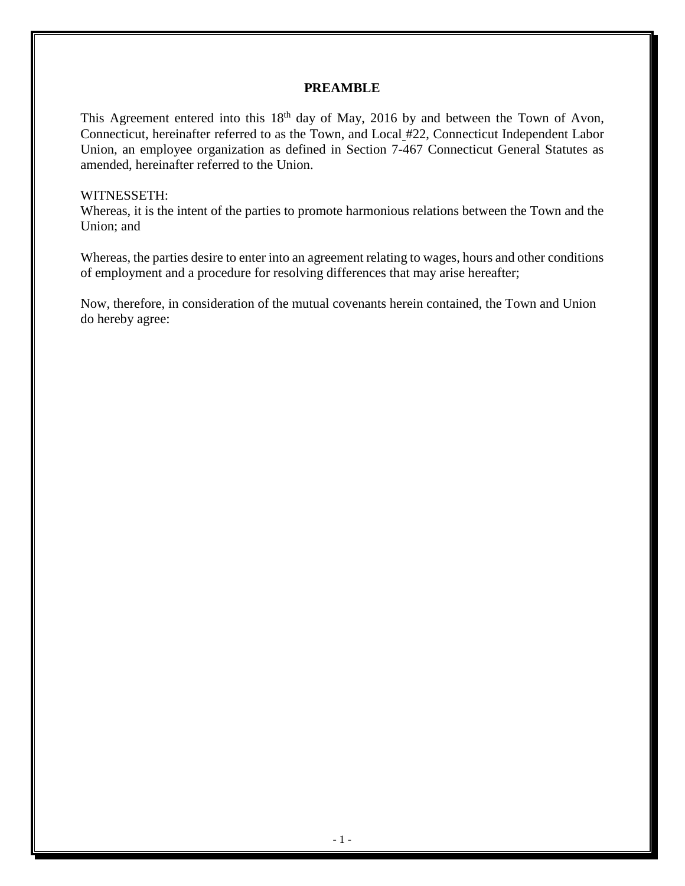# PREAMBLE

This Agreement entered into this 18th day of May, 2016 by and between the Town of Avon, Connecticut, hereinafter referred to as the Town, and Local #22, Connecticut Independent Labor Union, an employee organization as defined in Section 7-467 Connecticut General Statutes as amended, hereinafter referred to the Union.

WITNESSETH:
Whereas, it is the intent of the parties to promote harmonious relations between the Town and the Union; and

Whereas, the parties desire to enter into an agreement relating to wages, hours and other conditions of employment and a procedure for resolving differences that may arise hereafter;

Now, therefore, in consideration of the mutual covenants herein contained, the Town and Union do hereby agree: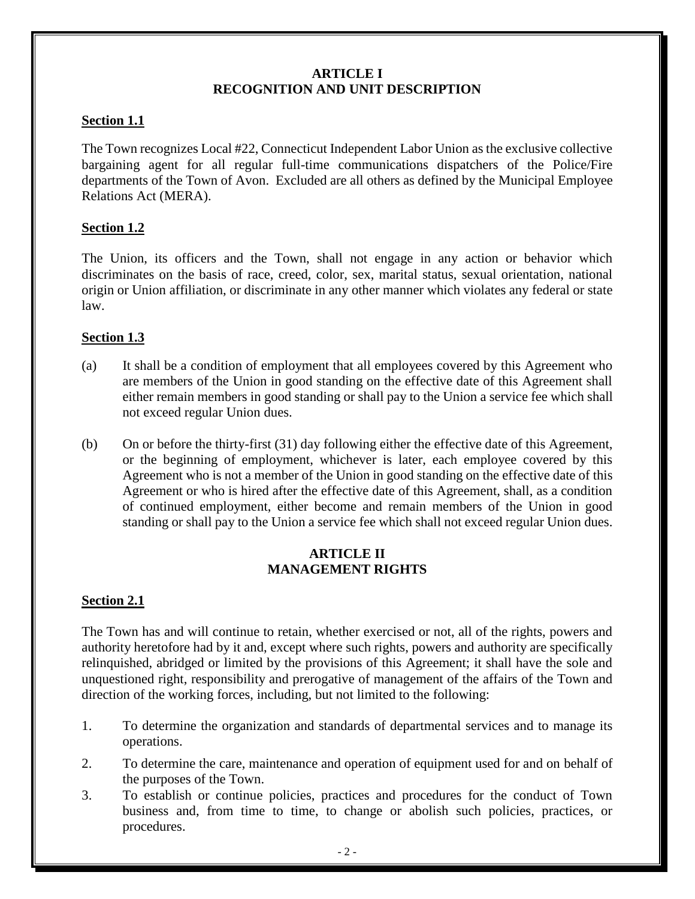## ARTICLE I
## RECOGNITION AND UNIT DESCRIPTION

### Section 1.1

The Town recognizes Local #22, Connecticut Independent Labor Union as the exclusive collective bargaining agent for all regular full-time communications dispatchers of the Police/Fire departments of the Town of Avon. Excluded are all others as defined by the Municipal Employee Relations Act (MERA).

### Section 1.2

The Union, its officers and the Town, shall not engage in any action or behavior which discriminates on the basis of race, creed, color, sex, marital status, sexual orientation, national origin or Union affiliation, or discriminate in any other manner which violates any federal or state law.

### Section 1.3

(a) It shall be a condition of employment that all employees covered by this Agreement who are members of the Union in good standing on the effective date of this Agreement shall either remain members in good standing or shall pay to the Union a service fee which shall not exceed regular Union dues.

(b) On or before the thirty-first (31) day following either the effective date of this Agreement, or the beginning of employment, whichever is later, each employee covered by this Agreement who is not a member of the Union in good standing on the effective date of this Agreement or who is hired after the effective date of this Agreement, shall, as a condition of continued employment, either become and remain members of the Union in good standing or shall pay to the Union a service fee which shall not exceed regular Union dues.

## ARTICLE II
## MANAGEMENT RIGHTS

### Section 2.1

The Town has and will continue to retain, whether exercised or not, all of the rights, powers and authority heretofore had by it and, except where such rights, powers and authority are specifically relinquished, abridged or limited by the provisions of this Agreement; it shall have the sole and unquestioned right, responsibility and prerogative of management of the affairs of the Town and direction of the working forces, including, but not limited to the following:

1. To determine the organization and standards of departmental services and to manage its operations.
2. To determine the care, maintenance and operation of equipment used for and on behalf of the purposes of the Town.
3. To establish or continue policies, practices and procedures for the conduct of Town business and, from time to time, to change or abolish such policies, practices, or procedures.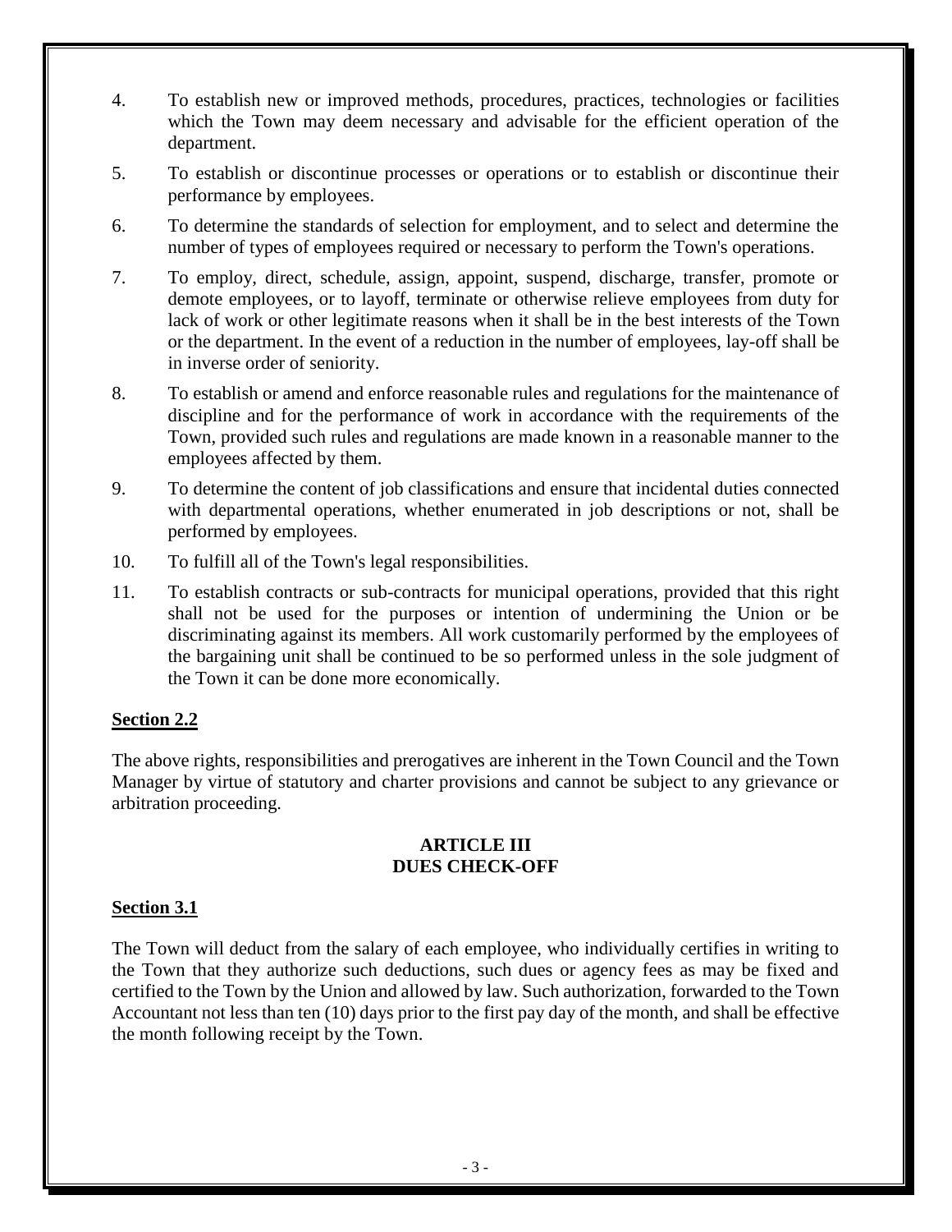4. To establish new or improved methods, procedures, practices, technologies or facilities which the Town may deem necessary and advisable for the efficient operation of the department.

5. To establish or discontinue processes or operations or to establish or discontinue their performance by employees.

6. To determine the standards of selection for employment, and to select and determine the number of types of employees required or necessary to perform the Town's operations.

7. To employ, direct, schedule, assign, appoint, suspend, discharge, transfer, promote or demote employees, or to layoff, terminate or otherwise relieve employees from duty for lack of work or other legitimate reasons when it shall be in the best interests of the Town or the department. In the event of a reduction in the number of employees, lay-off shall be in inverse order of seniority.

8. To establish or amend and enforce reasonable rules and regulations for the maintenance of discipline and for the performance of work in accordance with the requirements of the Town, provided such rules and regulations are made known in a reasonable manner to the employees affected by them.

9. To determine the content of job classifications and ensure that incidental duties connected with departmental operations, whether enumerated in job descriptions or not, shall be performed by employees.

10. To fulfill all of the Town's legal responsibilities.

11. To establish contracts or sub-contracts for municipal operations, provided that this right shall not be used for the purposes or intention of undermining the Union or be discriminating against its members. All work customarily performed by the employees of the bargaining unit shall be continued to be so performed unless in the sole judgment of the Town it can be done more economically.

**Section 2.2**

The above rights, responsibilities and prerogatives are inherent in the Town Council and the Town Manager by virtue of statutory and charter provisions and cannot be subject to any grievance or arbitration proceeding.

## ARTICLE III
## DUES CHECK-OFF

**Section 3.1**

The Town will deduct from the salary of each employee, who individually certifies in writing to the Town that they authorize such deductions, such dues or agency fees as may be fixed and certified to the Town by the Union and allowed by law. Such authorization, forwarded to the Town Accountant not less than ten (10) days prior to the first pay day of the month, and shall be effective the month following receipt by the Town.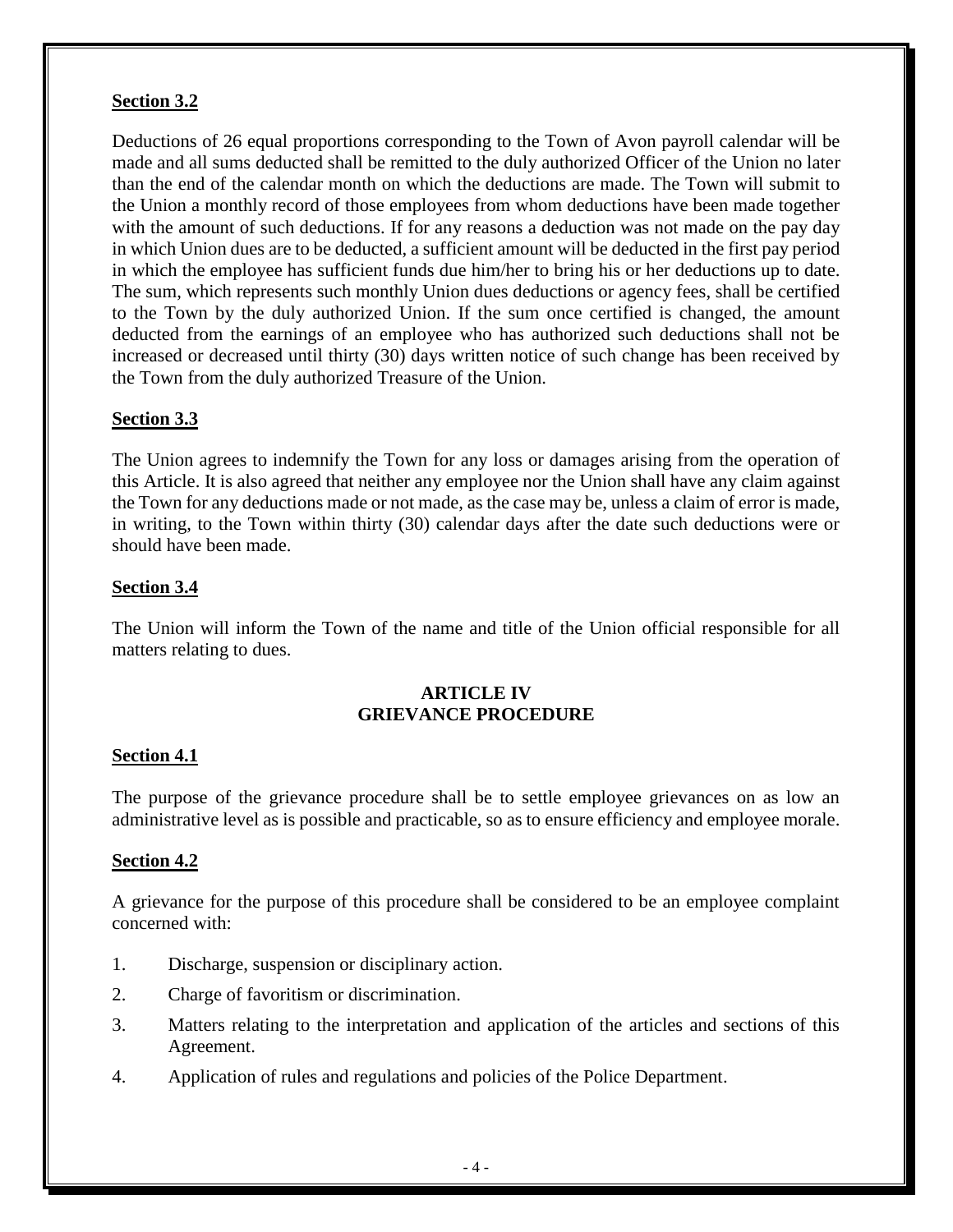**Section 3.2**

Deductions of 26 equal proportions corresponding to the Town of Avon payroll calendar will be made and all sums deducted shall be remitted to the duly authorized Officer of the Union no later than the end of the calendar month on which the deductions are made. The Town will submit to the Union a monthly record of those employees from whom deductions have been made together with the amount of such deductions. If for any reasons a deduction was not made on the pay day in which Union dues are to be deducted, a sufficient amount will be deducted in the first pay period in which the employee has sufficient funds due him/her to bring his or her deductions up to date. The sum, which represents such monthly Union dues deductions or agency fees, shall be certified to the Town by the duly authorized Union. If the sum once certified is changed, the amount deducted from the earnings of an employee who has authorized such deductions shall not be increased or decreased until thirty (30) days written notice of such change has been received by the Town from the duly authorized Treasure of the Union.

**Section 3.3**

The Union agrees to indemnify the Town for any loss or damages arising from the operation of this Article. It is also agreed that neither any employee nor the Union shall have any claim against the Town for any deductions made or not made, as the case may be, unless a claim of error is made, in writing, to the Town within thirty (30) calendar days after the date such deductions were or should have been made.

**Section 3.4**

The Union will inform the Town of the name and title of the Union official responsible for all matters relating to dues.

## ARTICLE IV
## GRIEVANCE PROCEDURE

**Section 4.1**

The purpose of the grievance procedure shall be to settle employee grievances on as low an administrative level as is possible and practicable, so as to ensure efficiency and employee morale.

**Section 4.2**

A grievance for the purpose of this procedure shall be considered to be an employee complaint concerned with:

1. Discharge, suspension or disciplinary action.
2. Charge of favoritism or discrimination.
3. Matters relating to the interpretation and application of the articles and sections of this Agreement.
4. Application of rules and regulations and policies of the Police Department.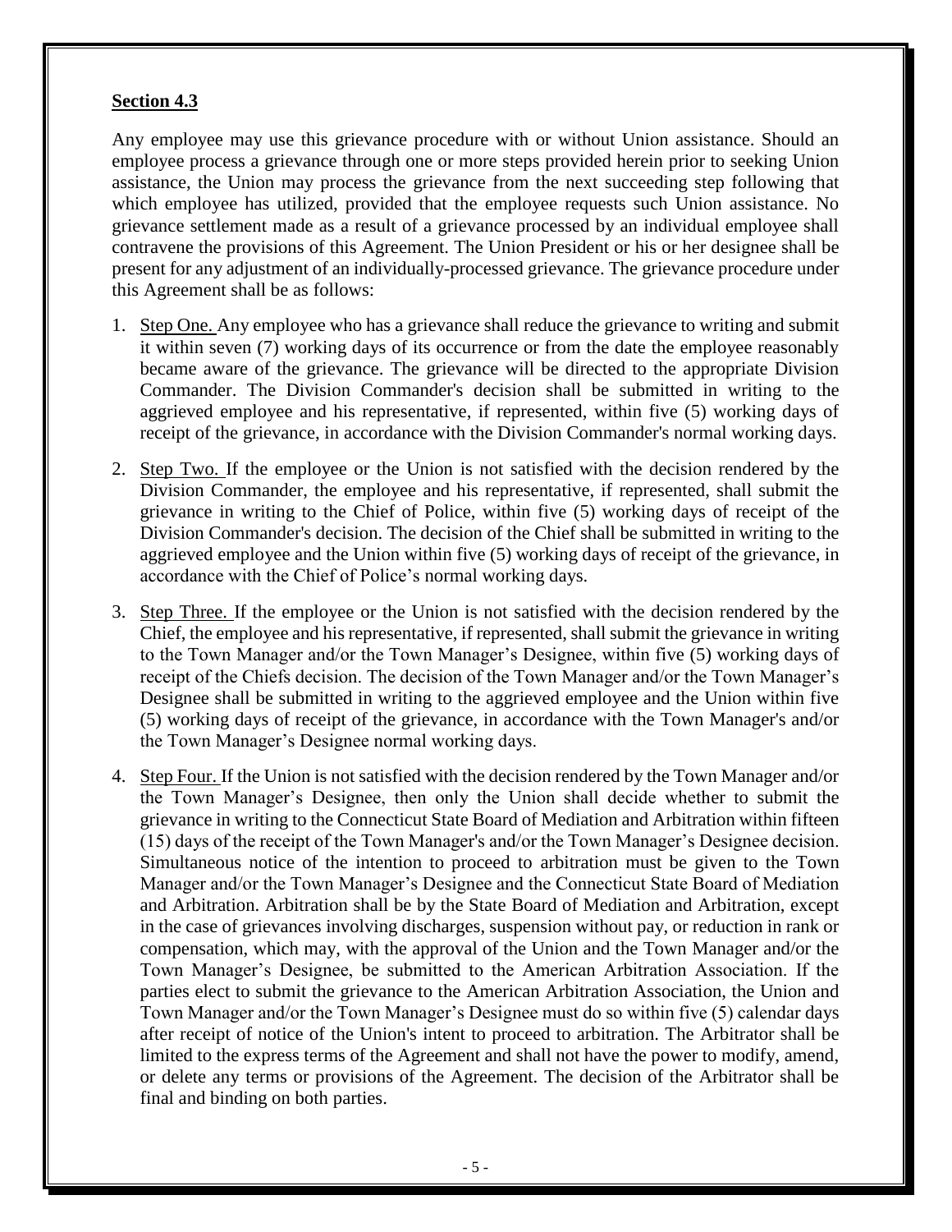**Section 4.3**

Any employee may use this grievance procedure with or without Union assistance. Should an employee process a grievance through one or more steps provided herein prior to seeking Union assistance, the Union may process the grievance from the next succeeding step following that which employee has utilized, provided that the employee requests such Union assistance. No grievance settlement made as a result of a grievance processed by an individual employee shall contravene the provisions of this Agreement. The Union President or his or her designee shall be present for any adjustment of an individually-processed grievance. The grievance procedure under this Agreement shall be as follows:

1. Step One. Any employee who has a grievance shall reduce the grievance to writing and submit it within seven (7) working days of its occurrence or from the date the employee reasonably became aware of the grievance. The grievance will be directed to the appropriate Division Commander. The Division Commander's decision shall be submitted in writing to the aggrieved employee and his representative, if represented, within five (5) working days of receipt of the grievance, in accordance with the Division Commander's normal working days.

2. Step Two. If the employee or the Union is not satisfied with the decision rendered by the Division Commander, the employee and his representative, if represented, shall submit the grievance in writing to the Chief of Police, within five (5) working days of receipt of the Division Commander's decision. The decision of the Chief shall be submitted in writing to the aggrieved employee and the Union within five (5) working days of receipt of the grievance, in accordance with the Chief of Police's normal working days.

3. Step Three. If the employee or the Union is not satisfied with the decision rendered by the Chief, the employee and his representative, if represented, shall submit the grievance in writing to the Town Manager and/or the Town Manager's Designee, within five (5) working days of receipt of the Chiefs decision. The decision of the Town Manager and/or the Town Manager's Designee shall be submitted in writing to the aggrieved employee and the Union within five (5) working days of receipt of the grievance, in accordance with the Town Manager's and/or the Town Manager's Designee normal working days.

4. Step Four. If the Union is not satisfied with the decision rendered by the Town Manager and/or the Town Manager's Designee, then only the Union shall decide whether to submit the grievance in writing to the Connecticut State Board of Mediation and Arbitration within fifteen (15) days of the receipt of the Town Manager's and/or the Town Manager's Designee decision. Simultaneous notice of the intention to proceed to arbitration must be given to the Town Manager and/or the Town Manager's Designee and the Connecticut State Board of Mediation and Arbitration. Arbitration shall be by the State Board of Mediation and Arbitration, except in the case of grievances involving discharges, suspension without pay, or reduction in rank or compensation, which may, with the approval of the Union and the Town Manager and/or the Town Manager's Designee, be submitted to the American Arbitration Association. If the parties elect to submit the grievance to the American Arbitration Association, the Union and Town Manager and/or the Town Manager's Designee must do so within five (5) calendar days after receipt of notice of the Union's intent to proceed to arbitration. The Arbitrator shall be limited to the express terms of the Agreement and shall not have the power to modify, amend, or delete any terms or provisions of the Agreement. The decision of the Arbitrator shall be final and binding on both parties.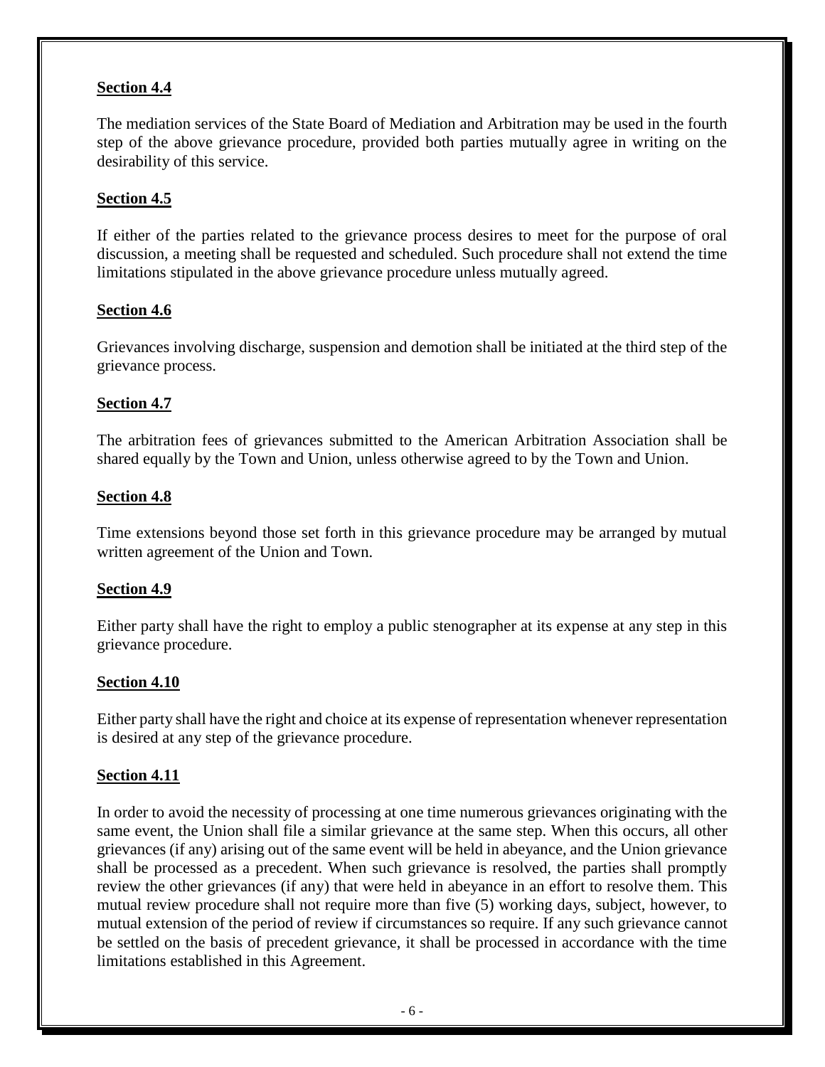**Section 4.4**

The mediation services of the State Board of Mediation and Arbitration may be used in the fourth step of the above grievance procedure, provided both parties mutually agree in writing on the desirability of this service.

**Section 4.5**

If either of the parties related to the grievance process desires to meet for the purpose of oral discussion, a meeting shall be requested and scheduled. Such procedure shall not extend the time limitations stipulated in the above grievance procedure unless mutually agreed.

**Section 4.6**

Grievances involving discharge, suspension and demotion shall be initiated at the third step of the grievance process.

**Section 4.7**

The arbitration fees of grievances submitted to the American Arbitration Association shall be shared equally by the Town and Union, unless otherwise agreed to by the Town and Union.

**Section 4.8**

Time extensions beyond those set forth in this grievance procedure may be arranged by mutual written agreement of the Union and Town.

**Section 4.9**

Either party shall have the right to employ a public stenographer at its expense at any step in this grievance procedure.

**Section 4.10**

Either party shall have the right and choice at its expense of representation whenever representation is desired at any step of the grievance procedure.

**Section 4.11**

In order to avoid the necessity of processing at one time numerous grievances originating with the same event, the Union shall file a similar grievance at the same step. When this occurs, all other grievances (if any) arising out of the same event will be held in abeyance, and the Union grievance shall be processed as a precedent. When such grievance is resolved, the parties shall promptly review the other grievances (if any) that were held in abeyance in an effort to resolve them. This mutual review procedure shall not require more than five (5) working days, subject, however, to mutual extension of the period of review if circumstances so require. If any such grievance cannot be settled on the basis of precedent grievance, it shall be processed in accordance with the time limitations established in this Agreement.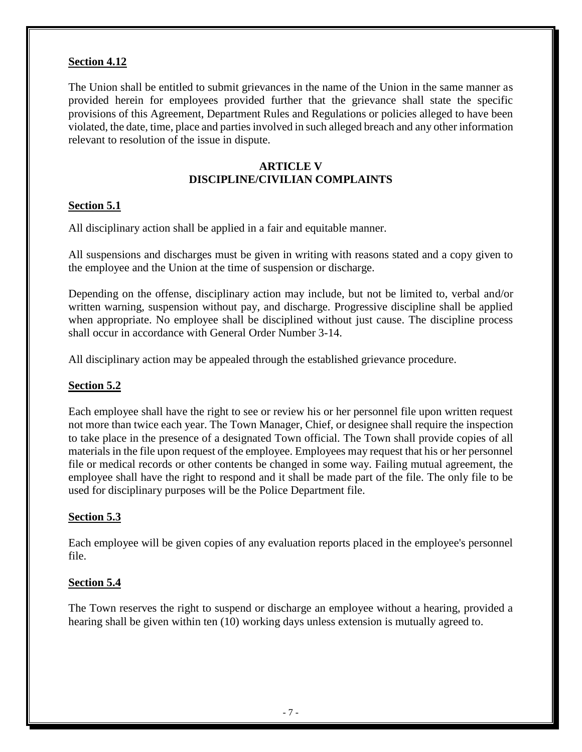**Section 4.12**

The Union shall be entitled to submit grievances in the name of the Union in the same manner as provided herein for employees provided further that the grievance shall state the specific provisions of this Agreement, Department Rules and Regulations or policies alleged to have been violated, the date, time, place and parties involved in such alleged breach and any other information relevant to resolution of the issue in dispute.

## ARTICLE V
## DISCIPLINE/CIVILIAN COMPLAINTS

**Section 5.1**

All disciplinary action shall be applied in a fair and equitable manner.

All suspensions and discharges must be given in writing with reasons stated and a copy given to the employee and the Union at the time of suspension or discharge.

Depending on the offense, disciplinary action may include, but not be limited to, verbal and/or written warning, suspension without pay, and discharge. Progressive discipline shall be applied when appropriate. No employee shall be disciplined without just cause. The discipline process shall occur in accordance with General Order Number 3-14.

All disciplinary action may be appealed through the established grievance procedure.

**Section 5.2**

Each employee shall have the right to see or review his or her personnel file upon written request not more than twice each year. The Town Manager, Chief, or designee shall require the inspection to take place in the presence of a designated Town official. The Town shall provide copies of all materials in the file upon request of the employee. Employees may request that his or her personnel file or medical records or other contents be changed in some way. Failing mutual agreement, the employee shall have the right to respond and it shall be made part of the file. The only file to be used for disciplinary purposes will be the Police Department file.

**Section 5.3**

Each employee will be given copies of any evaluation reports placed in the employee's personnel file.

**Section 5.4**

The Town reserves the right to suspend or discharge an employee without a hearing, provided a hearing shall be given within ten (10) working days unless extension is mutually agreed to.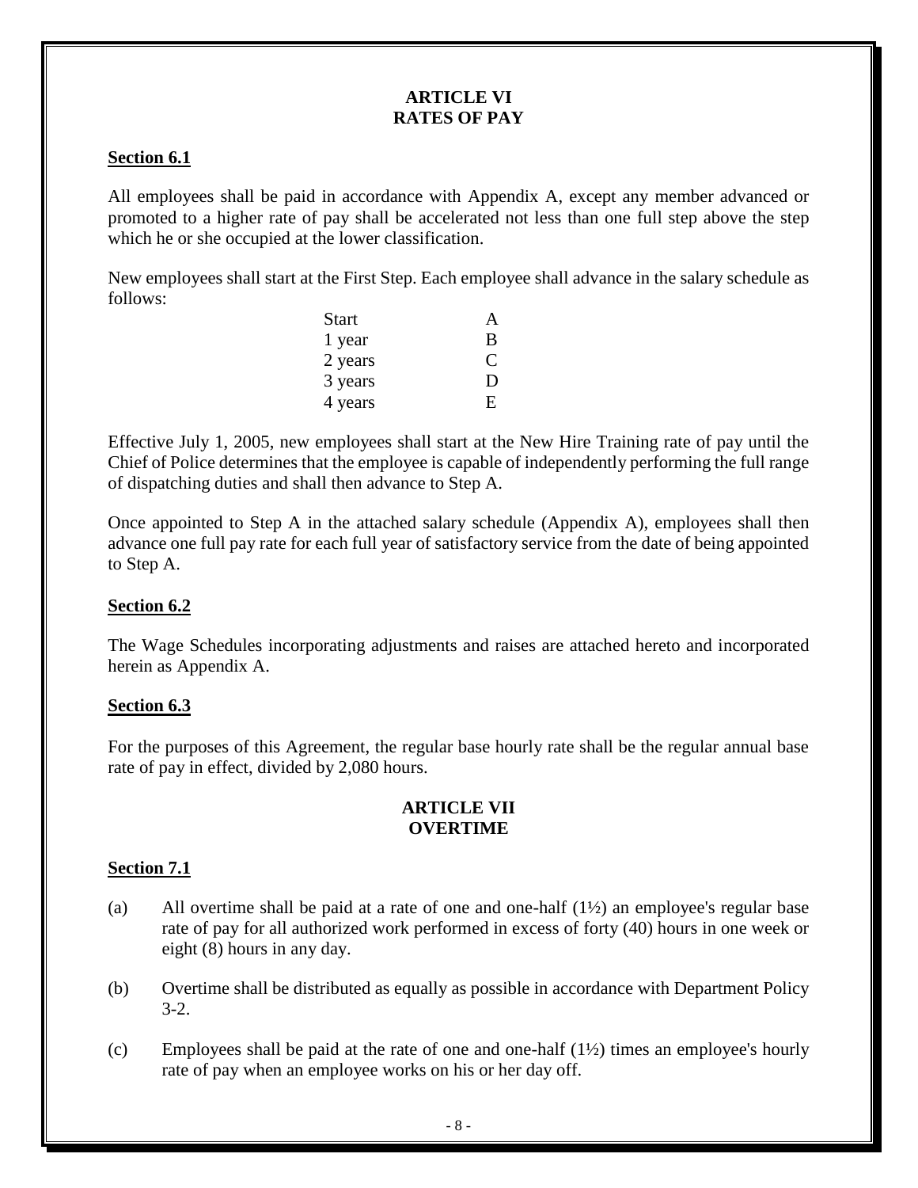# ARTICLE VI
# RATES OF PAY

**Section 6.1**

All employees shall be paid in accordance with Appendix A, except any member advanced or promoted to a higher rate of pay shall be accelerated not less than one full step above the step which he or she occupied at the lower classification.

New employees shall start at the First Step. Each employee shall advance in the salary schedule as follows:

| | |
|---|---|
| Start | A |
| 1 year | B |
| 2 years | C |
| 3 years | D |
| 4 years | E |

Effective July 1, 2005, new employees shall start at the New Hire Training rate of pay until the Chief of Police determines that the employee is capable of independently performing the full range of dispatching duties and shall then advance to Step A.

Once appointed to Step A in the attached salary schedule (Appendix A), employees shall then advance one full pay rate for each full year of satisfactory service from the date of being appointed to Step A.

**Section 6.2**

The Wage Schedules incorporating adjustments and raises are attached hereto and incorporated herein as Appendix A.

**Section 6.3**

For the purposes of this Agreement, the regular base hourly rate shall be the regular annual base rate of pay in effect, divided by 2,080 hours.

# ARTICLE VII
# OVERTIME

**Section 7.1**

(a) All overtime shall be paid at a rate of one and one-half (1½) an employee's regular base rate of pay for all authorized work performed in excess of forty (40) hours in one week or eight (8) hours in any day.

(b) Overtime shall be distributed as equally as possible in accordance with Department Policy 3-2.

(c) Employees shall be paid at the rate of one and one-half (1½) times an employee's hourly rate of pay when an employee works on his or her day off.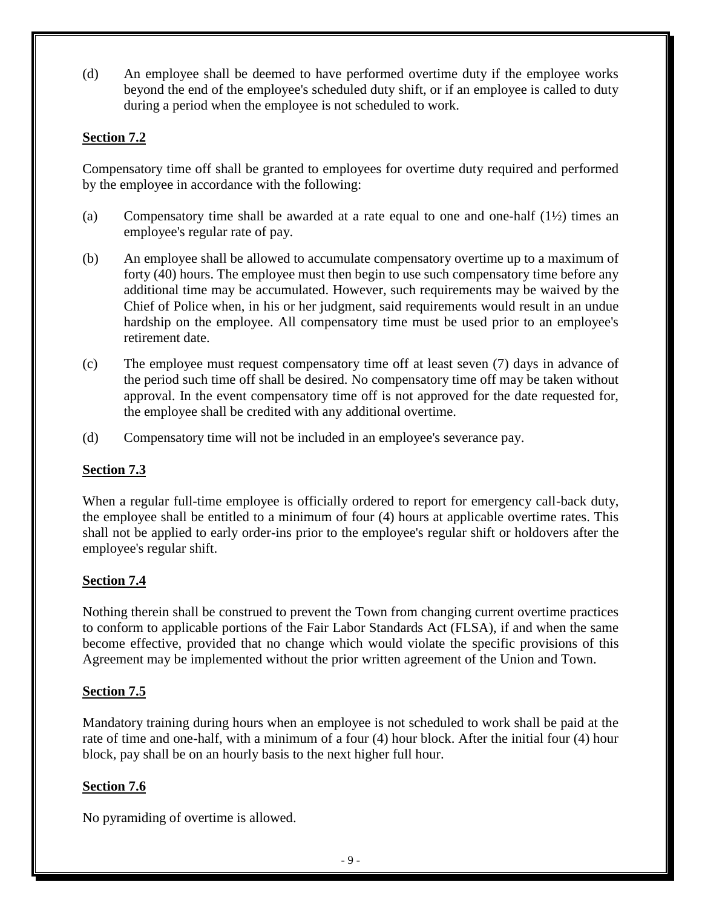(d) An employee shall be deemed to have performed overtime duty if the employee works beyond the end of the employee's scheduled duty shift, or if an employee is called to duty during a period when the employee is not scheduled to work.

**Section 7.2**

Compensatory time off shall be granted to employees for overtime duty required and performed by the employee in accordance with the following:

(a) Compensatory time shall be awarded at a rate equal to one and one-half (1½) times an employee's regular rate of pay.

(b) An employee shall be allowed to accumulate compensatory overtime up to a maximum of forty (40) hours. The employee must then begin to use such compensatory time before any additional time may be accumulated. However, such requirements may be waived by the Chief of Police when, in his or her judgment, said requirements would result in an undue hardship on the employee. All compensatory time must be used prior to an employee's retirement date.

(c) The employee must request compensatory time off at least seven (7) days in advance of the period such time off shall be desired. No compensatory time off may be taken without approval. In the event compensatory time off is not approved for the date requested for, the employee shall be credited with any additional overtime.

(d) Compensatory time will not be included in an employee's severance pay.

**Section 7.3**

When a regular full-time employee is officially ordered to report for emergency call-back duty, the employee shall be entitled to a minimum of four (4) hours at applicable overtime rates. This shall not be applied to early order-ins prior to the employee's regular shift or holdovers after the employee's regular shift.

**Section 7.4**

Nothing therein shall be construed to prevent the Town from changing current overtime practices to conform to applicable portions of the Fair Labor Standards Act (FLSA), if and when the same become effective, provided that no change which would violate the specific provisions of this Agreement may be implemented without the prior written agreement of the Union and Town.

**Section 7.5**

Mandatory training during hours when an employee is not scheduled to work shall be paid at the rate of time and one-half, with a minimum of a four (4) hour block. After the initial four (4) hour block, pay shall be on an hourly basis to the next higher full hour.

**Section 7.6**

No pyramiding of overtime is allowed.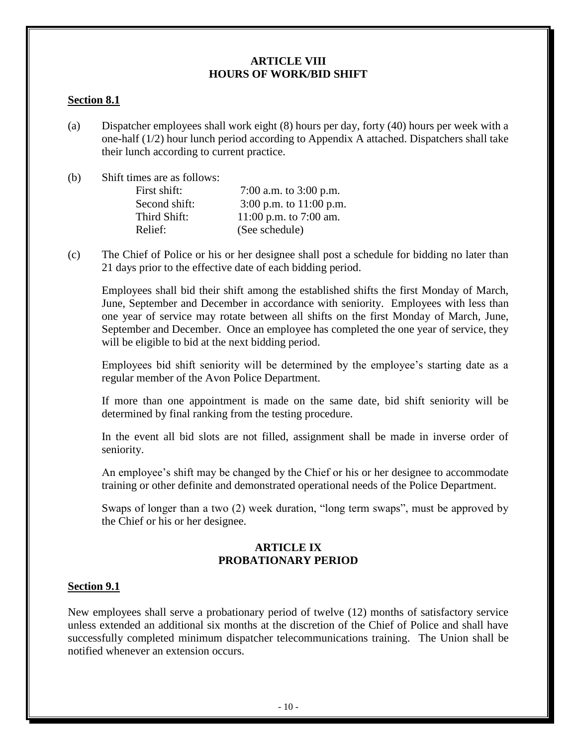## ARTICLE VIII
## HOURS OF WORK/BID SHIFT

**Section 8.1**

(a) Dispatcher employees shall work eight (8) hours per day, forty (40) hours per week with a one-half (1/2) hour lunch period according to Appendix A attached. Dispatchers shall take their lunch according to current practice.

(b) Shift times are as follows:

| | |
|---|---|
| First shift: | 7:00 a.m. to 3:00 p.m. |
| Second shift: | 3:00 p.m. to 11:00 p.m. |
| Third Shift: | 11:00 p.m. to 7:00 am. |
| Relief: | (See schedule) |

(c) The Chief of Police or his or her designee shall post a schedule for bidding no later than 21 days prior to the effective date of each bidding period.

Employees shall bid their shift among the established shifts the first Monday of March, June, September and December in accordance with seniority. Employees with less than one year of service may rotate between all shifts on the first Monday of March, June, September and December. Once an employee has completed the one year of service, they will be eligible to bid at the next bidding period.

Employees bid shift seniority will be determined by the employee's starting date as a regular member of the Avon Police Department.

If more than one appointment is made on the same date, bid shift seniority will be determined by final ranking from the testing procedure.

In the event all bid slots are not filled, assignment shall be made in inverse order of seniority.

An employee's shift may be changed by the Chief or his or her designee to accommodate training or other definite and demonstrated operational needs of the Police Department.

Swaps of longer than a two (2) week duration, "long term swaps", must be approved by the Chief or his or her designee.

## ARTICLE IX
## PROBATIONARY PERIOD

**Section 9.1**

New employees shall serve a probationary period of twelve (12) months of satisfactory service unless extended an additional six months at the discretion of the Chief of Police and shall have successfully completed minimum dispatcher telecommunications training. The Union shall be notified whenever an extension occurs.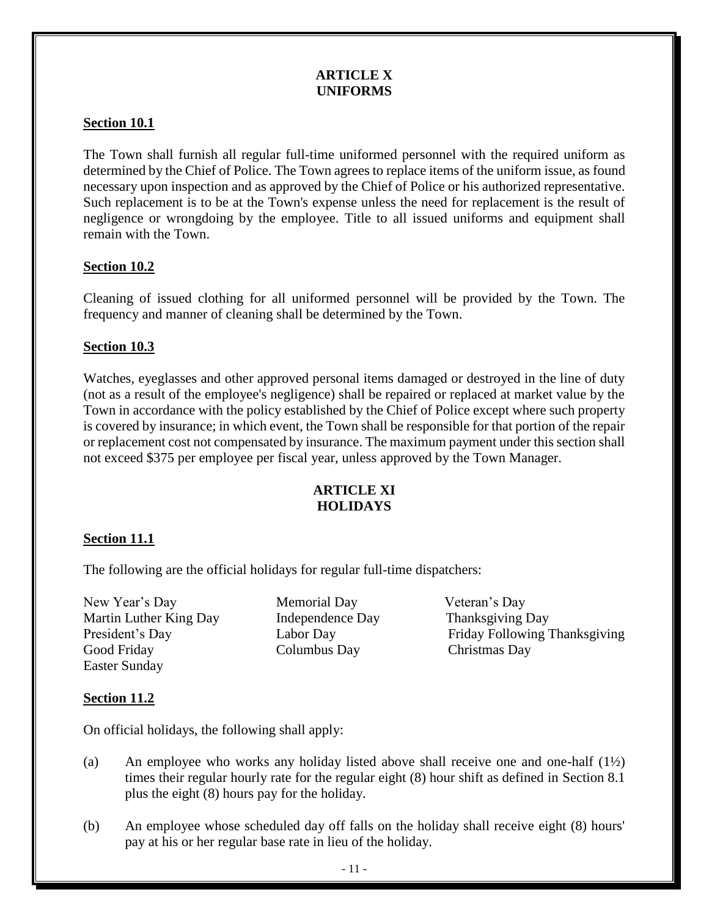## ARTICLE X
## UNIFORMS

**Section 10.1**

The Town shall furnish all regular full-time uniformed personnel with the required uniform as determined by the Chief of Police. The Town agrees to replace items of the uniform issue, as found necessary upon inspection and as approved by the Chief of Police or his authorized representative. Such replacement is to be at the Town's expense unless the need for replacement is the result of negligence or wrongdoing by the employee. Title to all issued uniforms and equipment shall remain with the Town.

**Section 10.2**

Cleaning of issued clothing for all uniformed personnel will be provided by the Town. The frequency and manner of cleaning shall be determined by the Town.

**Section 10.3**

Watches, eyeglasses and other approved personal items damaged or destroyed in the line of duty (not as a result of the employee's negligence) shall be repaired or replaced at market value by the Town in accordance with the policy established by the Chief of Police except where such property is covered by insurance; in which event, the Town shall be responsible for that portion of the repair or replacement cost not compensated by insurance. The maximum payment under this section shall not exceed $375 per employee per fiscal year, unless approved by the Town Manager.

## ARTICLE XI
## HOLIDAYS

**Section 11.1**

The following are the official holidays for regular full-time dispatchers:

| | | |
|---|---|---|
| New Year's Day | Memorial Day | Veteran's Day |
| Martin Luther King Day | Independence Day | Thanksgiving Day |
| President's Day | Labor Day | Friday Following Thanksgiving |
| Good Friday | Columbus Day | Christmas Day |
| Easter Sunday | | |

**Section 11.2**

On official holidays, the following shall apply:

(a) An employee who works any holiday listed above shall receive one and one-half (1½) times their regular hourly rate for the regular eight (8) hour shift as defined in Section 8.1 plus the eight (8) hours pay for the holiday.

(b) An employee whose scheduled day off falls on the holiday shall receive eight (8) hours' pay at his or her regular base rate in lieu of the holiday.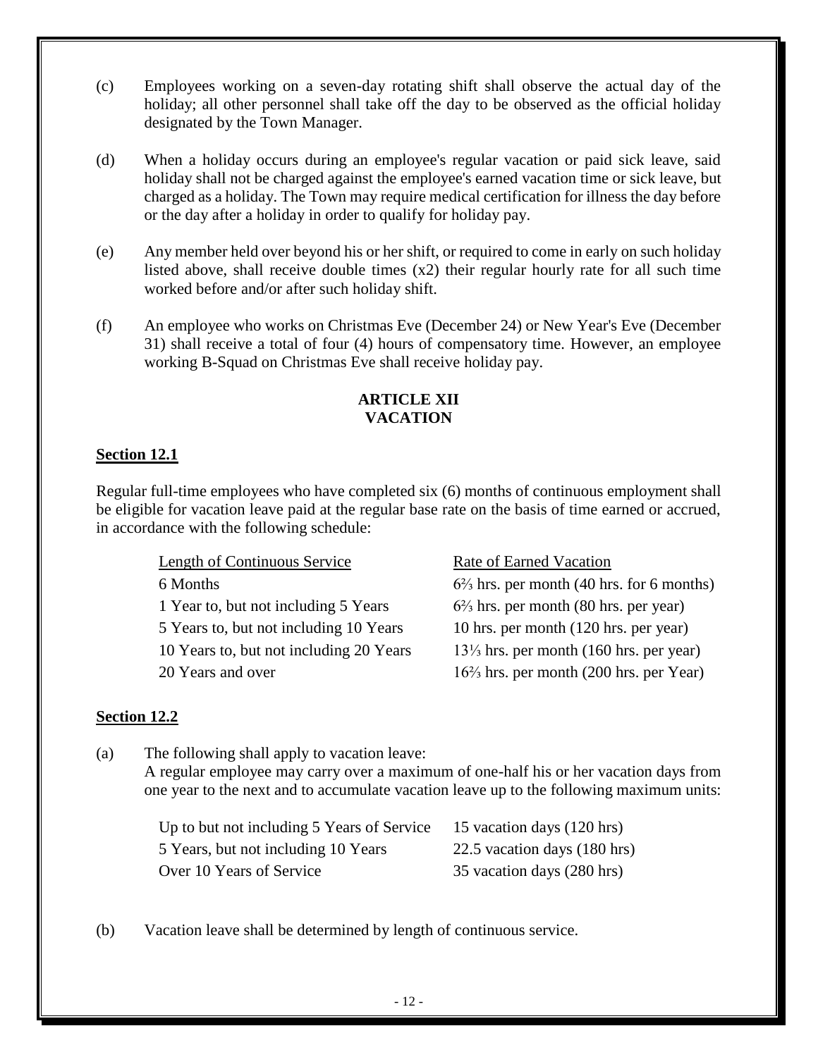(c) Employees working on a seven-day rotating shift shall observe the actual day of the holiday; all other personnel shall take off the day to be observed as the official holiday designated by the Town Manager.

(d) When a holiday occurs during an employee's regular vacation or paid sick leave, said holiday shall not be charged against the employee's earned vacation time or sick leave, but charged as a holiday. The Town may require medical certification for illness the day before or the day after a holiday in order to qualify for holiday pay.

(e) Any member held over beyond his or her shift, or required to come in early on such holiday listed above, shall receive double times (x2) their regular hourly rate for all such time worked before and/or after such holiday shift.

(f) An employee who works on Christmas Eve (December 24) or New Year's Eve (December 31) shall receive a total of four (4) hours of compensatory time. However, an employee working B-Squad on Christmas Eve shall receive holiday pay.

## ARTICLE XII
## VACATION

### Section 12.1

Regular full-time employees who have completed six (6) months of continuous employment shall be eligible for vacation leave paid at the regular base rate on the basis of time earned or accrued, in accordance with the following schedule:

| Length of Continuous Service | Rate of Earned Vacation |
|---|---|
| 6 Months | 6⅔ hrs. per month (40 hrs. for 6 months) |
| 1 Year to, but not including 5 Years | 6⅔ hrs. per month (80 hrs. per year) |
| 5 Years to, but not including 10 Years | 10 hrs. per month (120 hrs. per year) |
| 10 Years to, but not including 20 Years | 13⅓ hrs. per month (160 hrs. per year) |
| 20 Years and over | 16⅔ hrs. per month (200 hrs. per Year) |

### Section 12.2

(a) The following shall apply to vacation leave:
A regular employee may carry over a maximum of one-half his or her vacation days from one year to the next and to accumulate vacation leave up to the following maximum units:

| | |
|---|---|
| Up to but not including 5 Years of Service | 15 vacation days (120 hrs) |
| 5 Years, but not including 10 Years | 22.5 vacation days (180 hrs) |
| Over 10 Years of Service | 35 vacation days (280 hrs) |

(b) Vacation leave shall be determined by length of continuous service.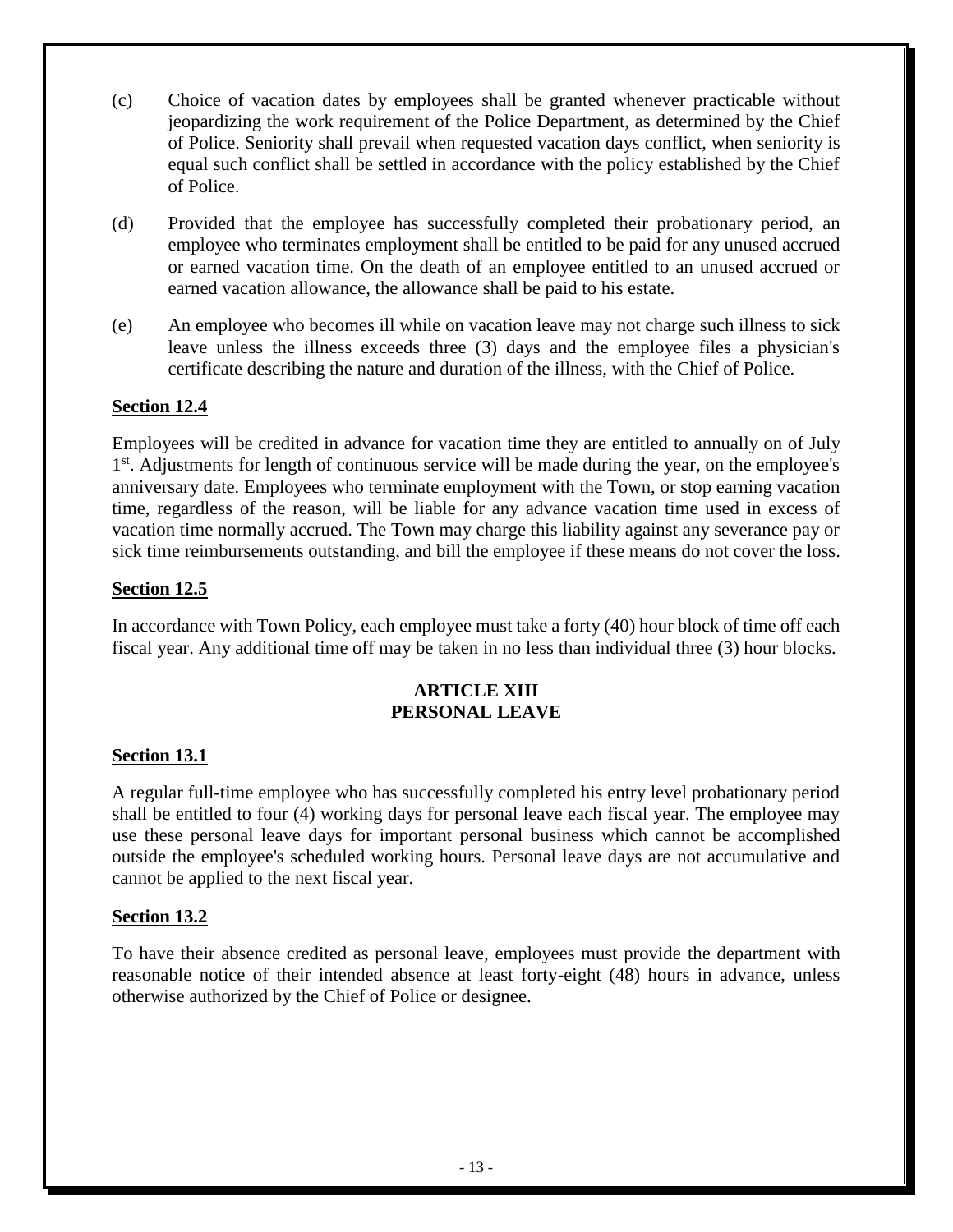(c) Choice of vacation dates by employees shall be granted whenever practicable without jeopardizing the work requirement of the Police Department, as determined by the Chief of Police. Seniority shall prevail when requested vacation days conflict, when seniority is equal such conflict shall be settled in accordance with the policy established by the Chief of Police.

(d) Provided that the employee has successfully completed their probationary period, an employee who terminates employment shall be entitled to be paid for any unused accrued or earned vacation time. On the death of an employee entitled to an unused accrued or earned vacation allowance, the allowance shall be paid to his estate.

(e) An employee who becomes ill while on vacation leave may not charge such illness to sick leave unless the illness exceeds three (3) days and the employee files a physician's certificate describing the nature and duration of the illness, with the Chief of Police.

**Section 12.4**

Employees will be credited in advance for vacation time they are entitled to annually on of July 1st. Adjustments for length of continuous service will be made during the year, on the employee's anniversary date. Employees who terminate employment with the Town, or stop earning vacation time, regardless of the reason, will be liable for any advance vacation time used in excess of vacation time normally accrued. The Town may charge this liability against any severance pay or sick time reimbursements outstanding, and bill the employee if these means do not cover the loss.

**Section 12.5**

In accordance with Town Policy, each employee must take a forty (40) hour block of time off each fiscal year. Any additional time off may be taken in no less than individual three (3) hour blocks.

## ARTICLE XIII PERSONAL LEAVE

**Section 13.1**

A regular full-time employee who has successfully completed his entry level probationary period shall be entitled to four (4) working days for personal leave each fiscal year. The employee may use these personal leave days for important personal business which cannot be accomplished outside the employee's scheduled working hours. Personal leave days are not accumulative and cannot be applied to the next fiscal year.

**Section 13.2**

To have their absence credited as personal leave, employees must provide the department with reasonable notice of their intended absence at least forty-eight (48) hours in advance, unless otherwise authorized by the Chief of Police or designee.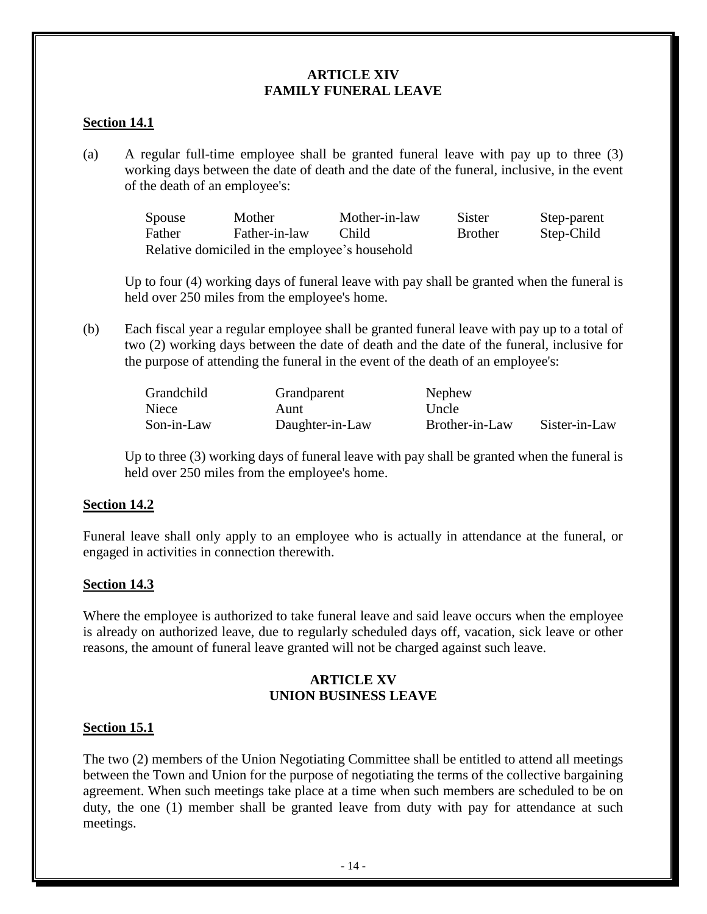# ARTICLE XIV
# FAMILY FUNERAL LEAVE

**Section 14.1**

(a) A regular full-time employee shall be granted funeral leave with pay up to three (3) working days between the date of death and the date of the funeral, inclusive, in the event of the death of an employee's:

| Spouse | Mother | Mother-in-law | Sister | Step-parent |
|---|---|---|---|---|
| Father | Father-in-law | Child | Brother | Step-Child |
| Relative domiciled in the employee's household | | | | |

Up to four (4) working days of funeral leave with pay shall be granted when the funeral is held over 250 miles from the employee's home.

(b) Each fiscal year a regular employee shall be granted funeral leave with pay up to a total of two (2) working days between the date of death and the date of the funeral, inclusive for the purpose of attending the funeral in the event of the death of an employee's:

| Grandchild | Grandparent | Nephew | |
|---|---|---|---|
| Niece | Aunt | Uncle | |
| Son-in-Law | Daughter-in-Law | Brother-in-Law | Sister-in-Law |

Up to three (3) working days of funeral leave with pay shall be granted when the funeral is held over 250 miles from the employee's home.

**Section 14.2**

Funeral leave shall only apply to an employee who is actually in attendance at the funeral, or engaged in activities in connection therewith.

**Section 14.3**

Where the employee is authorized to take funeral leave and said leave occurs when the employee is already on authorized leave, due to regularly scheduled days off, vacation, sick leave or other reasons, the amount of funeral leave granted will not be charged against such leave.

# ARTICLE XV
# UNION BUSINESS LEAVE

**Section 15.1**

The two (2) members of the Union Negotiating Committee shall be entitled to attend all meetings between the Town and Union for the purpose of negotiating the terms of the collective bargaining agreement. When such meetings take place at a time when such members are scheduled to be on duty, the one (1) member shall be granted leave from duty with pay for attendance at such meetings.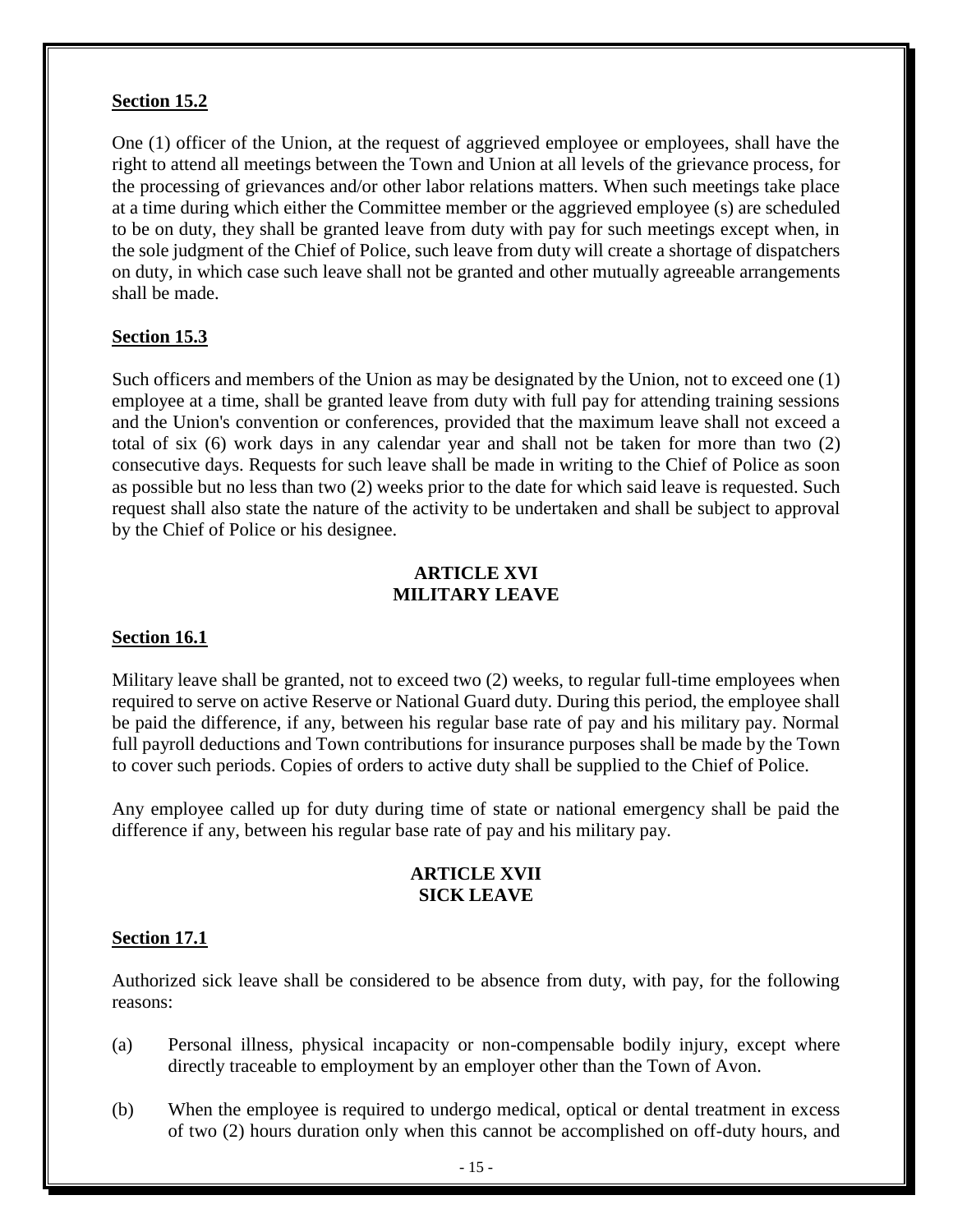**Section 15.2**

One (1) officer of the Union, at the request of aggrieved employee or employees, shall have the right to attend all meetings between the Town and Union at all levels of the grievance process, for the processing of grievances and/or other labor relations matters. When such meetings take place at a time during which either the Committee member or the aggrieved employee (s) are scheduled to be on duty, they shall be granted leave from duty with pay for such meetings except when, in the sole judgment of the Chief of Police, such leave from duty will create a shortage of dispatchers on duty, in which case such leave shall not be granted and other mutually agreeable arrangements shall be made.

**Section 15.3**

Such officers and members of the Union as may be designated by the Union, not to exceed one (1) employee at a time, shall be granted leave from duty with full pay for attending training sessions and the Union's convention or conferences, provided that the maximum leave shall not exceed a total of six (6) work days in any calendar year and shall not be taken for more than two (2) consecutive days. Requests for such leave shall be made in writing to the Chief of Police as soon as possible but no less than two (2) weeks prior to the date for which said leave is requested. Such request shall also state the nature of the activity to be undertaken and shall be subject to approval by the Chief of Police or his designee.

## ARTICLE XVI
## MILITARY LEAVE

**Section 16.1**

Military leave shall be granted, not to exceed two (2) weeks, to regular full-time employees when required to serve on active Reserve or National Guard duty. During this period, the employee shall be paid the difference, if any, between his regular base rate of pay and his military pay. Normal full payroll deductions and Town contributions for insurance purposes shall be made by the Town to cover such periods. Copies of orders to active duty shall be supplied to the Chief of Police.

Any employee called up for duty during time of state or national emergency shall be paid the difference if any, between his regular base rate of pay and his military pay.

## ARTICLE XVII
## SICK LEAVE

**Section 17.1**

Authorized sick leave shall be considered to be absence from duty, with pay, for the following reasons:

(a) Personal illness, physical incapacity or non-compensable bodily injury, except where directly traceable to employment by an employer other than the Town of Avon.

(b) When the employee is required to undergo medical, optical or dental treatment in excess of two (2) hours duration only when this cannot be accomplished on off-duty hours, and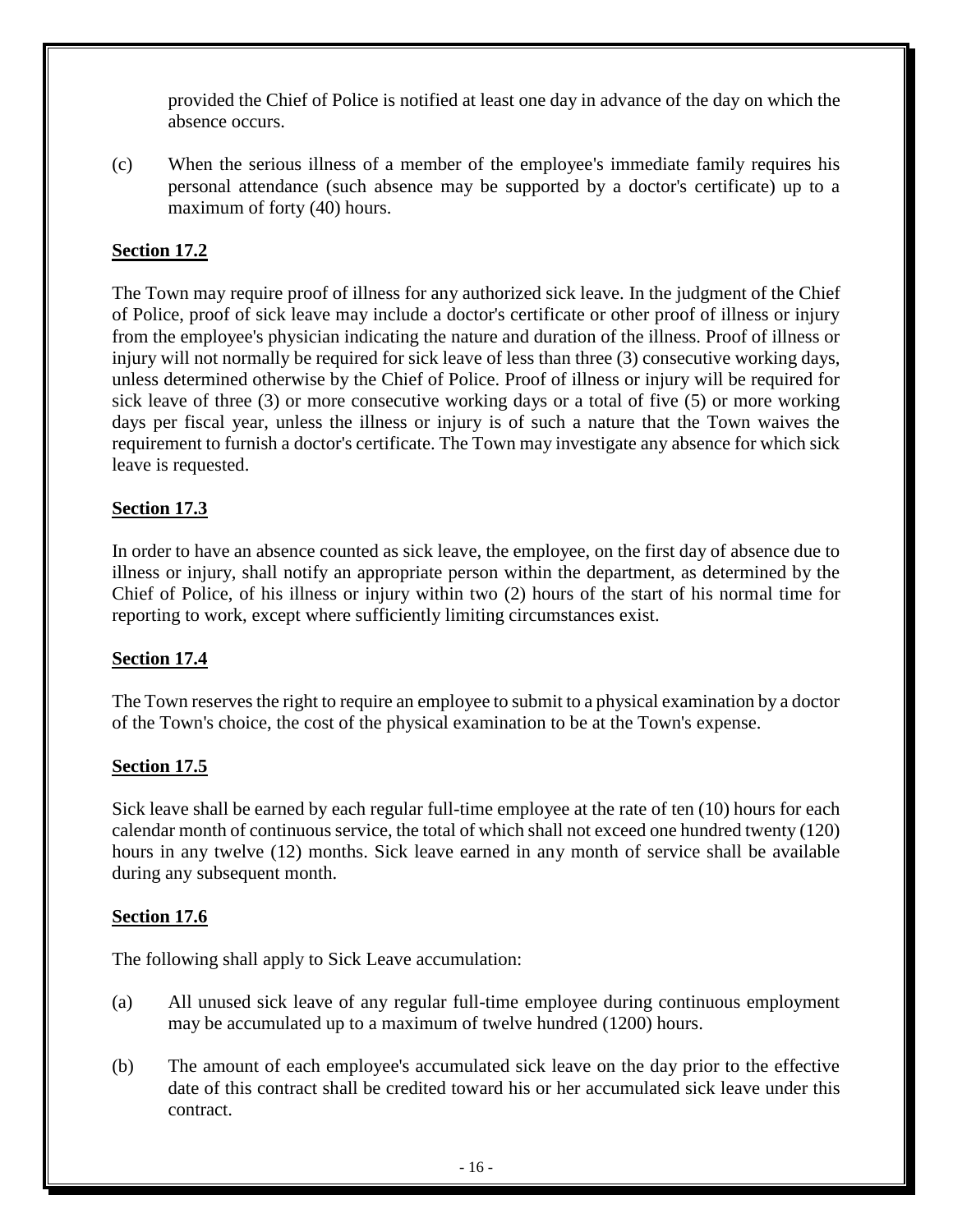provided the Chief of Police is notified at least one day in advance of the day on which the absence occurs.

(c) When the serious illness of a member of the employee's immediate family requires his personal attendance (such absence may be supported by a doctor's certificate) up to a maximum of forty (40) hours.

## Section 17.2

The Town may require proof of illness for any authorized sick leave. In the judgment of the Chief of Police, proof of sick leave may include a doctor's certificate or other proof of illness or injury from the employee's physician indicating the nature and duration of the illness. Proof of illness or injury will not normally be required for sick leave of less than three (3) consecutive working days, unless determined otherwise by the Chief of Police. Proof of illness or injury will be required for sick leave of three (3) or more consecutive working days or a total of five (5) or more working days per fiscal year, unless the illness or injury is of such a nature that the Town waives the requirement to furnish a doctor's certificate. The Town may investigate any absence for which sick leave is requested.

## Section 17.3

In order to have an absence counted as sick leave, the employee, on the first day of absence due to illness or injury, shall notify an appropriate person within the department, as determined by the Chief of Police, of his illness or injury within two (2) hours of the start of his normal time for reporting to work, except where sufficiently limiting circumstances exist.

## Section 17.4

The Town reserves the right to require an employee to submit to a physical examination by a doctor of the Town's choice, the cost of the physical examination to be at the Town's expense.

## Section 17.5

Sick leave shall be earned by each regular full-time employee at the rate of ten (10) hours for each calendar month of continuous service, the total of which shall not exceed one hundred twenty (120) hours in any twelve (12) months. Sick leave earned in any month of service shall be available during any subsequent month.

## Section 17.6

The following shall apply to Sick Leave accumulation:

(a) All unused sick leave of any regular full-time employee during continuous employment may be accumulated up to a maximum of twelve hundred (1200) hours.

(b) The amount of each employee's accumulated sick leave on the day prior to the effective date of this contract shall be credited toward his or her accumulated sick leave under this contract.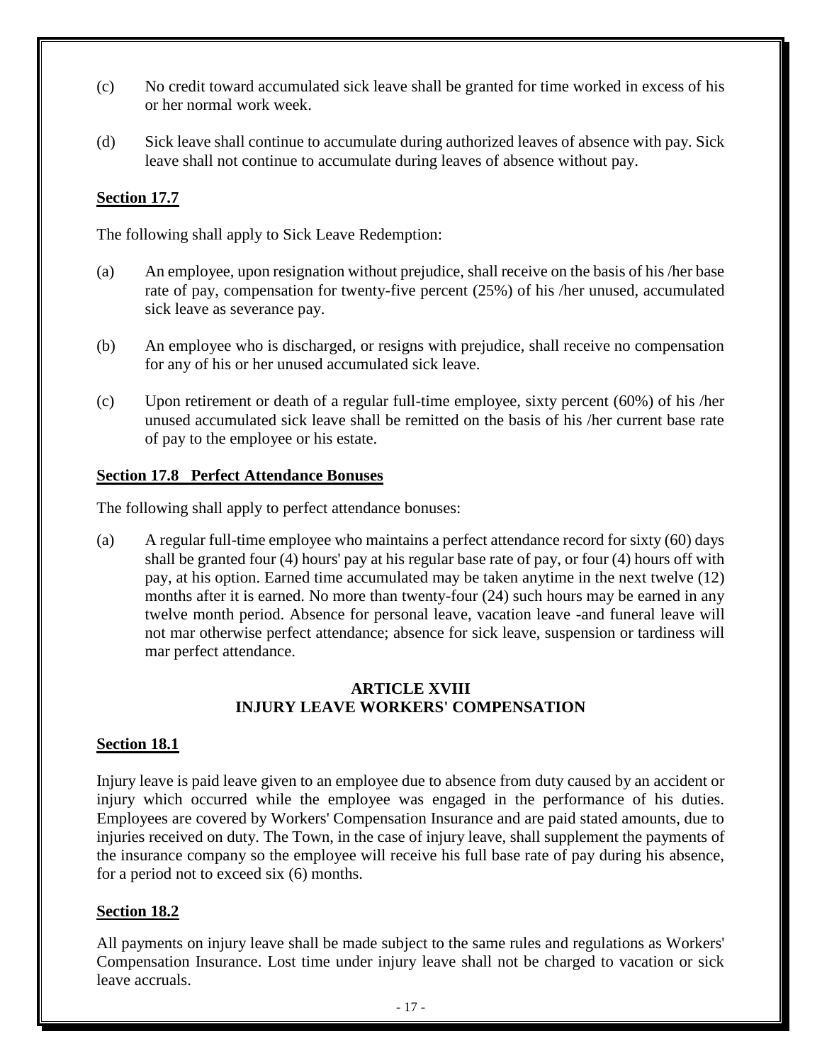(c) No credit toward accumulated sick leave shall be granted for time worked in excess of his or her normal work week.

(d) Sick leave shall continue to accumulate during authorized leaves of absence with pay. Sick leave shall not continue to accumulate during leaves of absence without pay.

**Section 17.7**

The following shall apply to Sick Leave Redemption:

(a) An employee, upon resignation without prejudice, shall receive on the basis of his /her base rate of pay, compensation for twenty-five percent (25%) of his /her unused, accumulated sick leave as severance pay.

(b) An employee who is discharged, or resigns with prejudice, shall receive no compensation for any of his or her unused accumulated sick leave.

(c) Upon retirement or death of a regular full-time employee, sixty percent (60%) of his /her unused accumulated sick leave shall be remitted on the basis of his /her current base rate of pay to the employee or his estate.

**Section 17.8 Perfect Attendance Bonuses**

The following shall apply to perfect attendance bonuses:

(a) A regular full-time employee who maintains a perfect attendance record for sixty (60) days shall be granted four (4) hours' pay at his regular base rate of pay, or four (4) hours off with pay, at his option. Earned time accumulated may be taken anytime in the next twelve (12) months after it is earned. No more than twenty-four (24) such hours may be earned in any twelve month period. Absence for personal leave, vacation leave -and funeral leave will not mar otherwise perfect attendance; absence for sick leave, suspension or tardiness will mar perfect attendance.

## ARTICLE XVIII
## INJURY LEAVE WORKERS' COMPENSATION

**Section 18.1**

Injury leave is paid leave given to an employee due to absence from duty caused by an accident or injury which occurred while the employee was engaged in the performance of his duties. Employees are covered by Workers' Compensation Insurance and are paid stated amounts, due to injuries received on duty. The Town, in the case of injury leave, shall supplement the payments of the insurance company so the employee will receive his full base rate of pay during his absence, for a period not to exceed six (6) months.

**Section 18.2**

All payments on injury leave shall be made subject to the same rules and regulations as Workers' Compensation Insurance. Lost time under injury leave shall not be charged to vacation or sick leave accruals.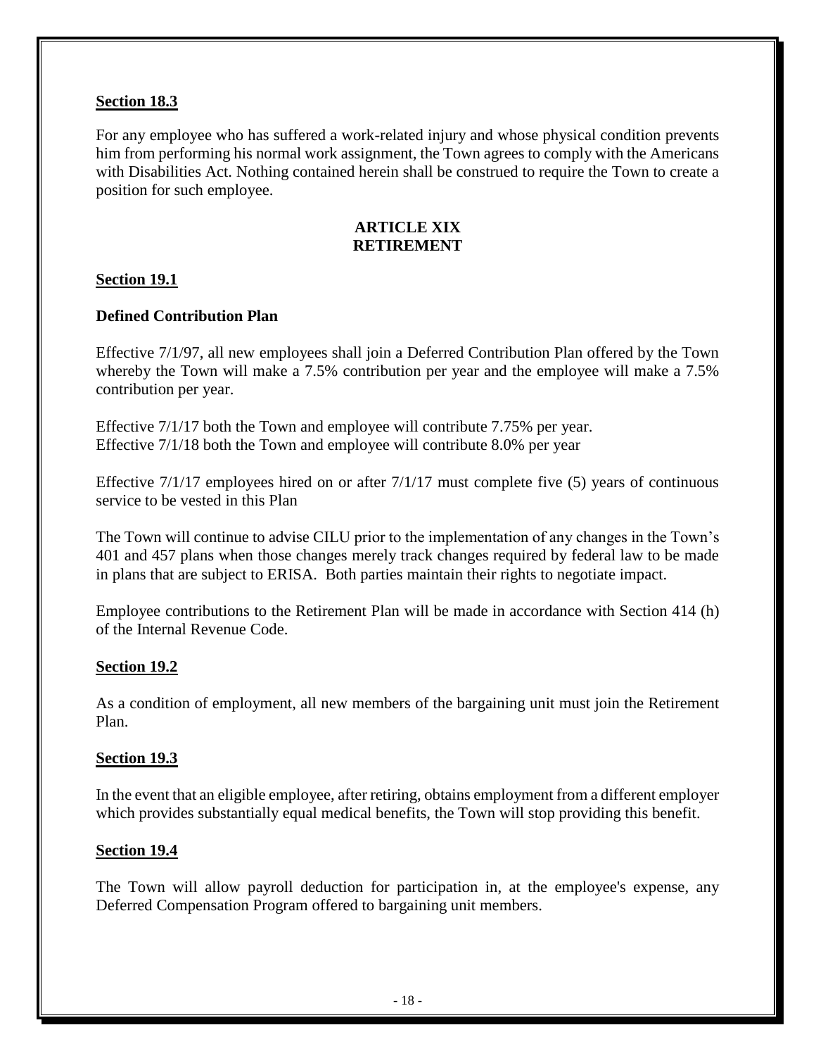**Section 18.3**

For any employee who has suffered a work-related injury and whose physical condition prevents him from performing his normal work assignment, the Town agrees to comply with the Americans with Disabilities Act. Nothing contained herein shall be construed to require the Town to create a position for such employee.

## ARTICLE XIX
## RETIREMENT

**Section 19.1**

**Defined Contribution Plan**

Effective 7/1/97, all new employees shall join a Deferred Contribution Plan offered by the Town whereby the Town will make a 7.5% contribution per year and the employee will make a 7.5% contribution per year.

Effective 7/1/17 both the Town and employee will contribute 7.75% per year.
Effective 7/1/18 both the Town and employee will contribute 8.0% per year

Effective 7/1/17 employees hired on or after 7/1/17 must complete five (5) years of continuous service to be vested in this Plan

The Town will continue to advise CILU prior to the implementation of any changes in the Town's 401 and 457 plans when those changes merely track changes required by federal law to be made in plans that are subject to ERISA. Both parties maintain their rights to negotiate impact.

Employee contributions to the Retirement Plan will be made in accordance with Section 414 (h) of the Internal Revenue Code.

**Section 19.2**

As a condition of employment, all new members of the bargaining unit must join the Retirement Plan.

**Section 19.3**

In the event that an eligible employee, after retiring, obtains employment from a different employer which provides substantially equal medical benefits, the Town will stop providing this benefit.

**Section 19.4**

The Town will allow payroll deduction for participation in, at the employee's expense, any Deferred Compensation Program offered to bargaining unit members.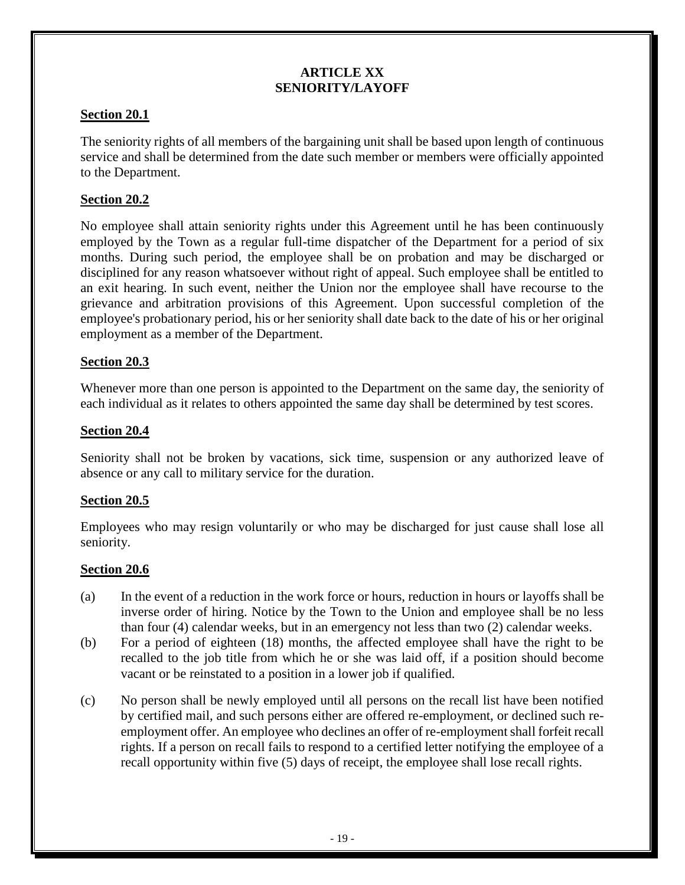# ARTICLE XX
# SENIORITY/LAYOFF

**Section 20.1**

The seniority rights of all members of the bargaining unit shall be based upon length of continuous service and shall be determined from the date such member or members were officially appointed to the Department.

**Section 20.2**

No employee shall attain seniority rights under this Agreement until he has been continuously employed by the Town as a regular full-time dispatcher of the Department for a period of six months. During such period, the employee shall be on probation and may be discharged or disciplined for any reason whatsoever without right of appeal. Such employee shall be entitled to an exit hearing. In such event, neither the Union nor the employee shall have recourse to the grievance and arbitration provisions of this Agreement. Upon successful completion of the employee's probationary period, his or her seniority shall date back to the date of his or her original employment as a member of the Department.

**Section 20.3**

Whenever more than one person is appointed to the Department on the same day, the seniority of each individual as it relates to others appointed the same day shall be determined by test scores.

**Section 20.4**

Seniority shall not be broken by vacations, sick time, suspension or any authorized leave of absence or any call to military service for the duration.

**Section 20.5**

Employees who may resign voluntarily or who may be discharged for just cause shall lose all seniority.

**Section 20.6**

(a) In the event of a reduction in the work force or hours, reduction in hours or layoffs shall be inverse order of hiring. Notice by the Town to the Union and employee shall be no less than four (4) calendar weeks, but in an emergency not less than two (2) calendar weeks.

(b) For a period of eighteen (18) months, the affected employee shall have the right to be recalled to the job title from which he or she was laid off, if a position should become vacant or be reinstated to a position in a lower job if qualified.

(c) No person shall be newly employed until all persons on the recall list have been notified by certified mail, and such persons either are offered re-employment, or declined such re-employment offer. An employee who declines an offer of re-employment shall forfeit recall rights. If a person on recall fails to respond to a certified letter notifying the employee of a recall opportunity within five (5) days of receipt, the employee shall lose recall rights.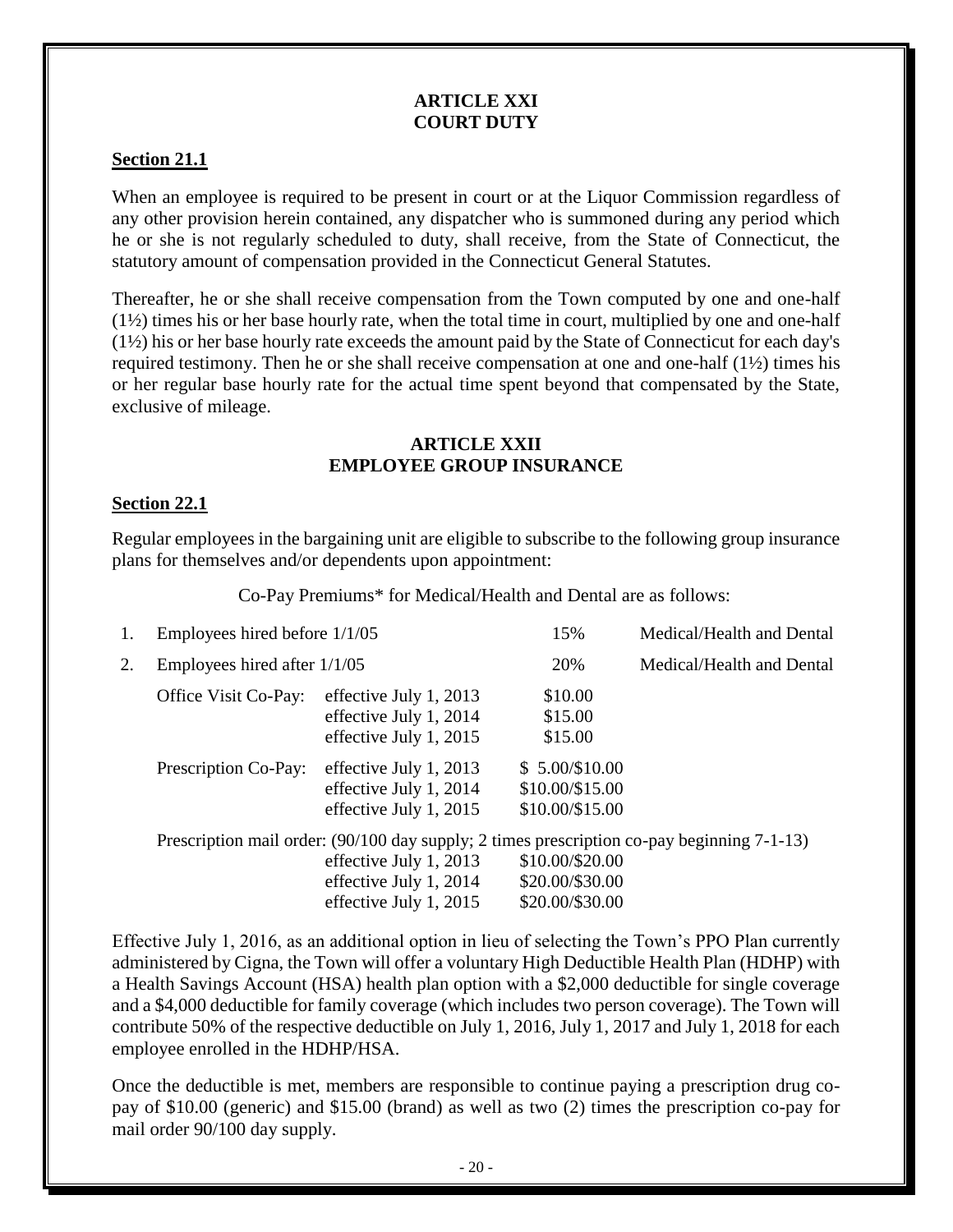## ARTICLE XXI
## COURT DUTY

### Section 21.1

When an employee is required to be present in court or at the Liquor Commission regardless of any other provision herein contained, any dispatcher who is summoned during any period which he or she is not regularly scheduled to duty, shall receive, from the State of Connecticut, the statutory amount of compensation provided in the Connecticut General Statutes.

Thereafter, he or she shall receive compensation from the Town computed by one and one-half (1½) times his or her base hourly rate, when the total time in court, multiplied by one and one-half (1½) his or her base hourly rate exceeds the amount paid by the State of Connecticut for each day's required testimony. Then he or she shall receive compensation at one and one-half (1½) times his or her regular base hourly rate for the actual time spent beyond that compensated by the State, exclusive of mileage.

## ARTICLE XXII
## EMPLOYEE GROUP INSURANCE

### Section 22.1

Regular employees in the bargaining unit are eligible to subscribe to the following group insurance plans for themselves and/or dependents upon appointment:

Co-Pay Premiums* for Medical/Health and Dental are as follows:

1. Employees hired before 1/1/05 — 15% — Medical/Health and Dental
2. Employees hired after 1/1/05 — 20% — Medical/Health and Dental

| | | |
|---|---|---|
| Office Visit Co-Pay: | effective July 1, 2013 | $10.00 |
| | effective July 1, 2014 | $15.00 |
| | effective July 1, 2015 | $15.00 |
| Prescription Co-Pay: | effective July 1, 2013 | $ 5.00/$10.00 |
| | effective July 1, 2014 | $10.00/$15.00 |
| | effective July 1, 2015 | $10.00/$15.00 |

Prescription mail order: (90/100 day supply; 2 times prescription co-pay beginning 7-1-13)

| | |
|---|---|
| effective July 1, 2013 | $10.00/$20.00 |
| effective July 1, 2014 | $20.00/$30.00 |
| effective July 1, 2015 | $20.00/$30.00 |

Effective July 1, 2016, as an additional option in lieu of selecting the Town's PPO Plan currently administered by Cigna, the Town will offer a voluntary High Deductible Health Plan (HDHP) with a Health Savings Account (HSA) health plan option with a $2,000 deductible for single coverage and a $4,000 deductible for family coverage (which includes two person coverage). The Town will contribute 50% of the respective deductible on July 1, 2016, July 1, 2017 and July 1, 2018 for each employee enrolled in the HDHP/HSA.

Once the deductible is met, members are responsible to continue paying a prescription drug co-pay of $10.00 (generic) and $15.00 (brand) as well as two (2) times the prescription co-pay for mail order 90/100 day supply.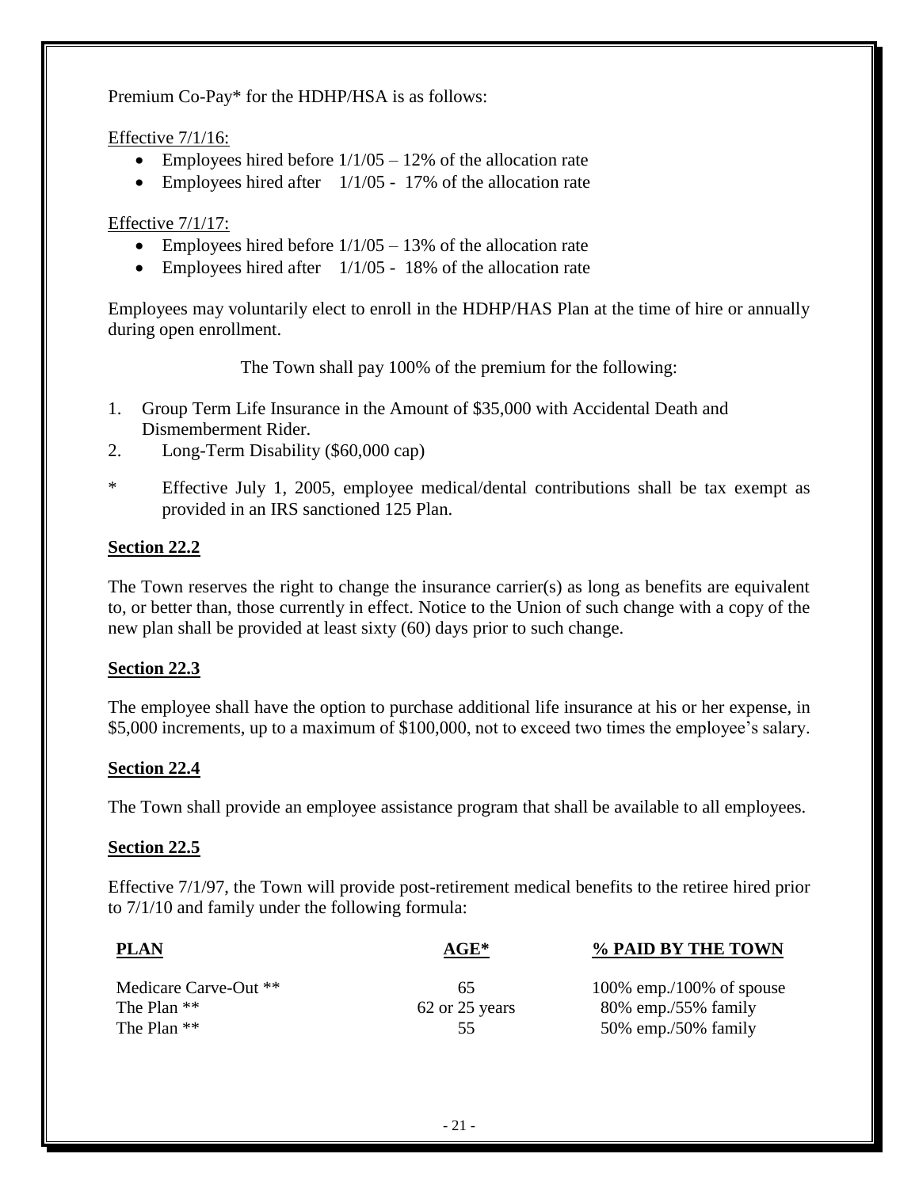Premium Co-Pay* for the HDHP/HSA is as follows:

Effective 7/1/16:

- Employees hired before 1/1/05 – 12% of the allocation rate
- Employees hired after 1/1/05 - 17% of the allocation rate

Effective 7/1/17:

- Employees hired before 1/1/05 – 13% of the allocation rate
- Employees hired after 1/1/05 - 18% of the allocation rate

Employees may voluntarily elect to enroll in the HDHP/HAS Plan at the time of hire or annually during open enrollment.

The Town shall pay 100% of the premium for the following:

1. Group Term Life Insurance in the Amount of $35,000 with Accidental Death and Dismemberment Rider.
2. Long-Term Disability ($60,000 cap)

\* Effective July 1, 2005, employee medical/dental contributions shall be tax exempt as provided in an IRS sanctioned 125 Plan.

**Section 22.2**

The Town reserves the right to change the insurance carrier(s) as long as benefits are equivalent to, or better than, those currently in effect. Notice to the Union of such change with a copy of the new plan shall be provided at least sixty (60) days prior to such change.

**Section 22.3**

The employee shall have the option to purchase additional life insurance at his or her expense, in $5,000 increments, up to a maximum of $100,000, not to exceed two times the employee's salary.

**Section 22.4**

The Town shall provide an employee assistance program that shall be available to all employees.

**Section 22.5**

Effective 7/1/97, the Town will provide post-retirement medical benefits to the retiree hired prior to 7/1/10 and family under the following formula:

| PLAN | AGE* | % PAID BY THE TOWN |
|---|---|---|
| Medicare Carve-Out ** | 65 | 100% emp./100% of spouse |
| The Plan ** | 62 or 25 years | 80% emp./55% family |
| The Plan ** | 55 | 50% emp./50% family |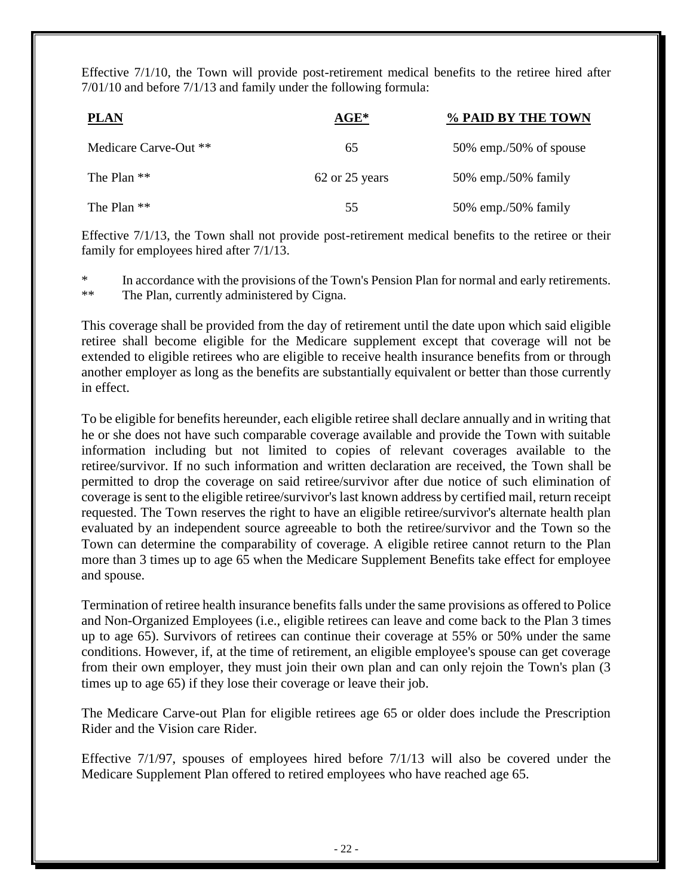Effective 7/1/10, the Town will provide post-retirement medical benefits to the retiree hired after 7/01/10 and before 7/1/13 and family under the following formula:

| **PLAN** | **AGE*** | **% PAID BY THE TOWN** |
|---|---|---|
| Medicare Carve-Out ** | 65 | 50% emp./50% of spouse |
| The Plan ** | 62 or 25 years | 50% emp./50% family |
| The Plan ** | 55 | 50% emp./50% family |

Effective 7/1/13, the Town shall not provide post-retirement medical benefits to the retiree or their family for employees hired after 7/1/13.

\* In accordance with the provisions of the Town's Pension Plan for normal and early retirements.
\*\* The Plan, currently administered by Cigna.

This coverage shall be provided from the day of retirement until the date upon which said eligible retiree shall become eligible for the Medicare supplement except that coverage will not be extended to eligible retirees who are eligible to receive health insurance benefits from or through another employer as long as the benefits are substantially equivalent or better than those currently in effect.

To be eligible for benefits hereunder, each eligible retiree shall declare annually and in writing that he or she does not have such comparable coverage available and provide the Town with suitable information including but not limited to copies of relevant coverages available to the retiree/survivor. If no such information and written declaration are received, the Town shall be permitted to drop the coverage on said retiree/survivor after due notice of such elimination of coverage is sent to the eligible retiree/survivor's last known address by certified mail, return receipt requested. The Town reserves the right to have an eligible retiree/survivor's alternate health plan evaluated by an independent source agreeable to both the retiree/survivor and the Town so the Town can determine the comparability of coverage. A eligible retiree cannot return to the Plan more than 3 times up to age 65 when the Medicare Supplement Benefits take effect for employee and spouse.

Termination of retiree health insurance benefits falls under the same provisions as offered to Police and Non-Organized Employees (i.e., eligible retirees can leave and come back to the Plan 3 times up to age 65). Survivors of retirees can continue their coverage at 55% or 50% under the same conditions. However, if, at the time of retirement, an eligible employee's spouse can get coverage from their own employer, they must join their own plan and can only rejoin the Town's plan (3 times up to age 65) if they lose their coverage or leave their job.

The Medicare Carve-out Plan for eligible retirees age 65 or older does include the Prescription Rider and the Vision care Rider.

Effective 7/1/97, spouses of employees hired before 7/1/13 will also be covered under the Medicare Supplement Plan offered to retired employees who have reached age 65.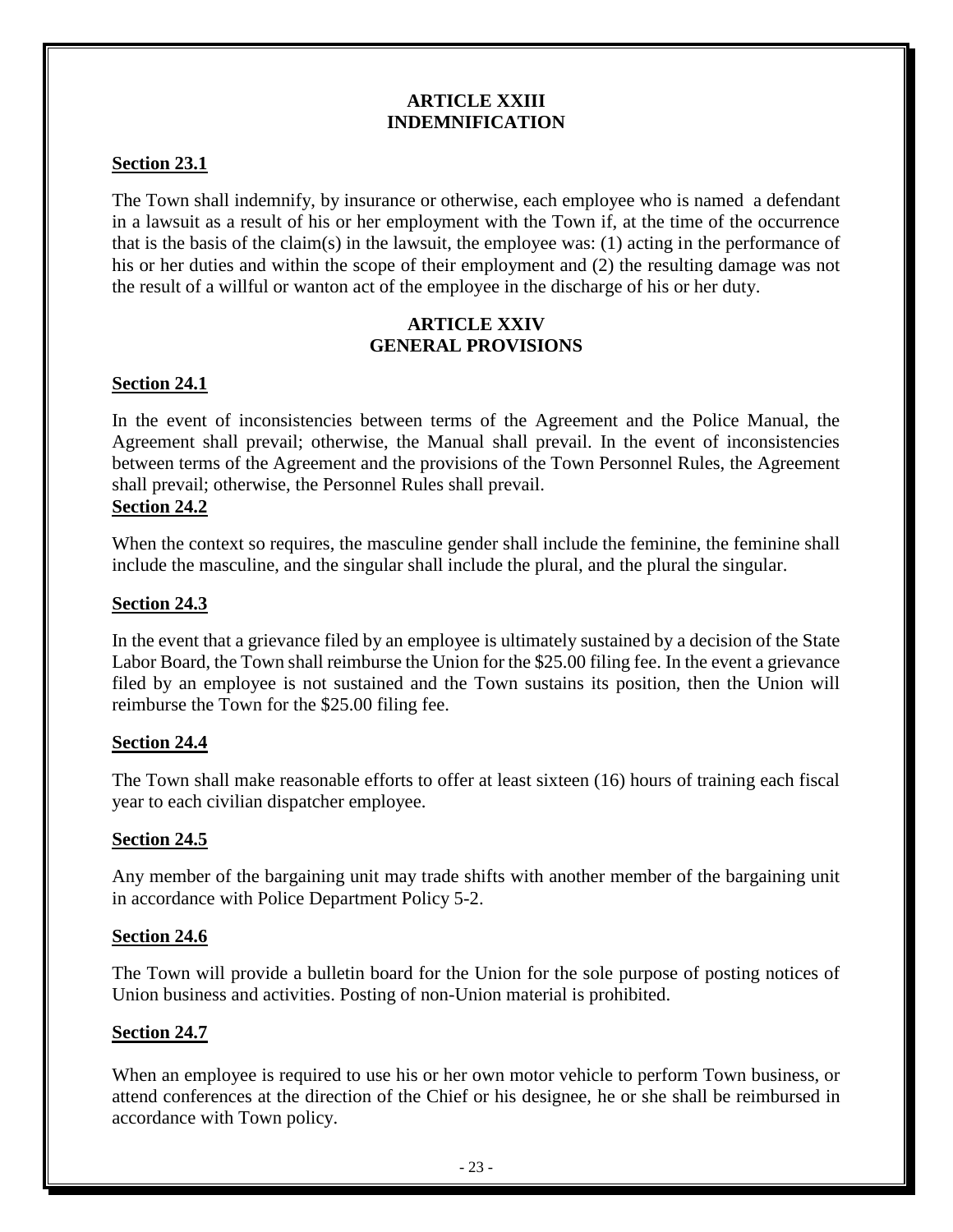## ARTICLE XXIII
## INDEMNIFICATION

**Section 23.1**

The Town shall indemnify, by insurance or otherwise, each employee who is named a defendant in a lawsuit as a result of his or her employment with the Town if, at the time of the occurrence that is the basis of the claim(s) in the lawsuit, the employee was: (1) acting in the performance of his or her duties and within the scope of their employment and (2) the resulting damage was not the result of a willful or wanton act of the employee in the discharge of his or her duty.

## ARTICLE XXIV
## GENERAL PROVISIONS

**Section 24.1**

In the event of inconsistencies between terms of the Agreement and the Police Manual, the Agreement shall prevail; otherwise, the Manual shall prevail. In the event of inconsistencies between terms of the Agreement and the provisions of the Town Personnel Rules, the Agreement shall prevail; otherwise, the Personnel Rules shall prevail.

**Section 24.2**

When the context so requires, the masculine gender shall include the feminine, the feminine shall include the masculine, and the singular shall include the plural, and the plural the singular.

**Section 24.3**

In the event that a grievance filed by an employee is ultimately sustained by a decision of the State Labor Board, the Town shall reimburse the Union for the $25.00 filing fee. In the event a grievance filed by an employee is not sustained and the Town sustains its position, then the Union will reimburse the Town for the $25.00 filing fee.

**Section 24.4**

The Town shall make reasonable efforts to offer at least sixteen (16) hours of training each fiscal year to each civilian dispatcher employee.

**Section 24.5**

Any member of the bargaining unit may trade shifts with another member of the bargaining unit in accordance with Police Department Policy 5-2.

**Section 24.6**

The Town will provide a bulletin board for the Union for the sole purpose of posting notices of Union business and activities. Posting of non-Union material is prohibited.

**Section 24.7**

When an employee is required to use his or her own motor vehicle to perform Town business, or attend conferences at the direction of the Chief or his designee, he or she shall be reimbursed in accordance with Town policy.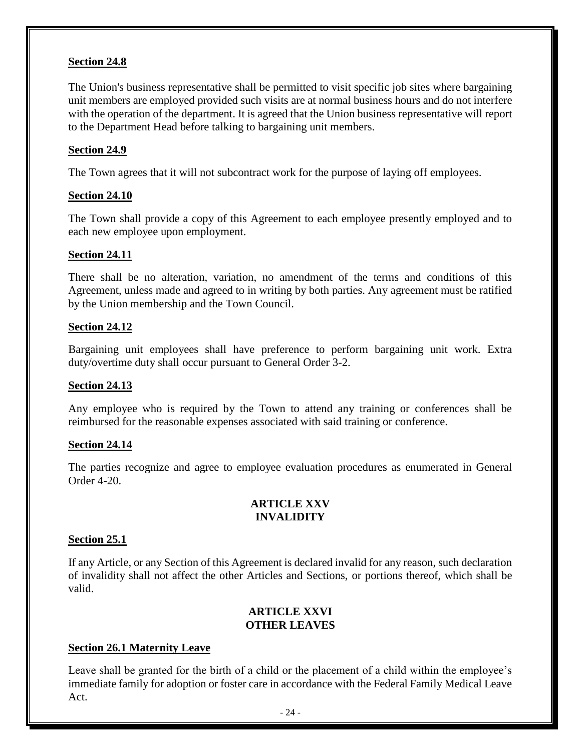**Section 24.8**

The Union's business representative shall be permitted to visit specific job sites where bargaining unit members are employed provided such visits are at normal business hours and do not interfere with the operation of the department. It is agreed that the Union business representative will report to the Department Head before talking to bargaining unit members.

**Section 24.9**

The Town agrees that it will not subcontract work for the purpose of laying off employees.

**Section 24.10**

The Town shall provide a copy of this Agreement to each employee presently employed and to each new employee upon employment.

**Section 24.11**

There shall be no alteration, variation, no amendment of the terms and conditions of this Agreement, unless made and agreed to in writing by both parties. Any agreement must be ratified by the Union membership and the Town Council.

**Section 24.12**

Bargaining unit employees shall have preference to perform bargaining unit work. Extra duty/overtime duty shall occur pursuant to General Order 3-2.

**Section 24.13**

Any employee who is required by the Town to attend any training or conferences shall be reimbursed for the reasonable expenses associated with said training or conference.

**Section 24.14**

The parties recognize and agree to employee evaluation procedures as enumerated in General Order 4-20.

## ARTICLE XXV
## INVALIDITY

**Section 25.1**

If any Article, or any Section of this Agreement is declared invalid for any reason, such declaration of invalidity shall not affect the other Articles and Sections, or portions thereof, which shall be valid.

## ARTICLE XXVI
## OTHER LEAVES

**Section 26.1 Maternity Leave**

Leave shall be granted for the birth of a child or the placement of a child within the employee's immediate family for adoption or foster care in accordance with the Federal Family Medical Leave Act.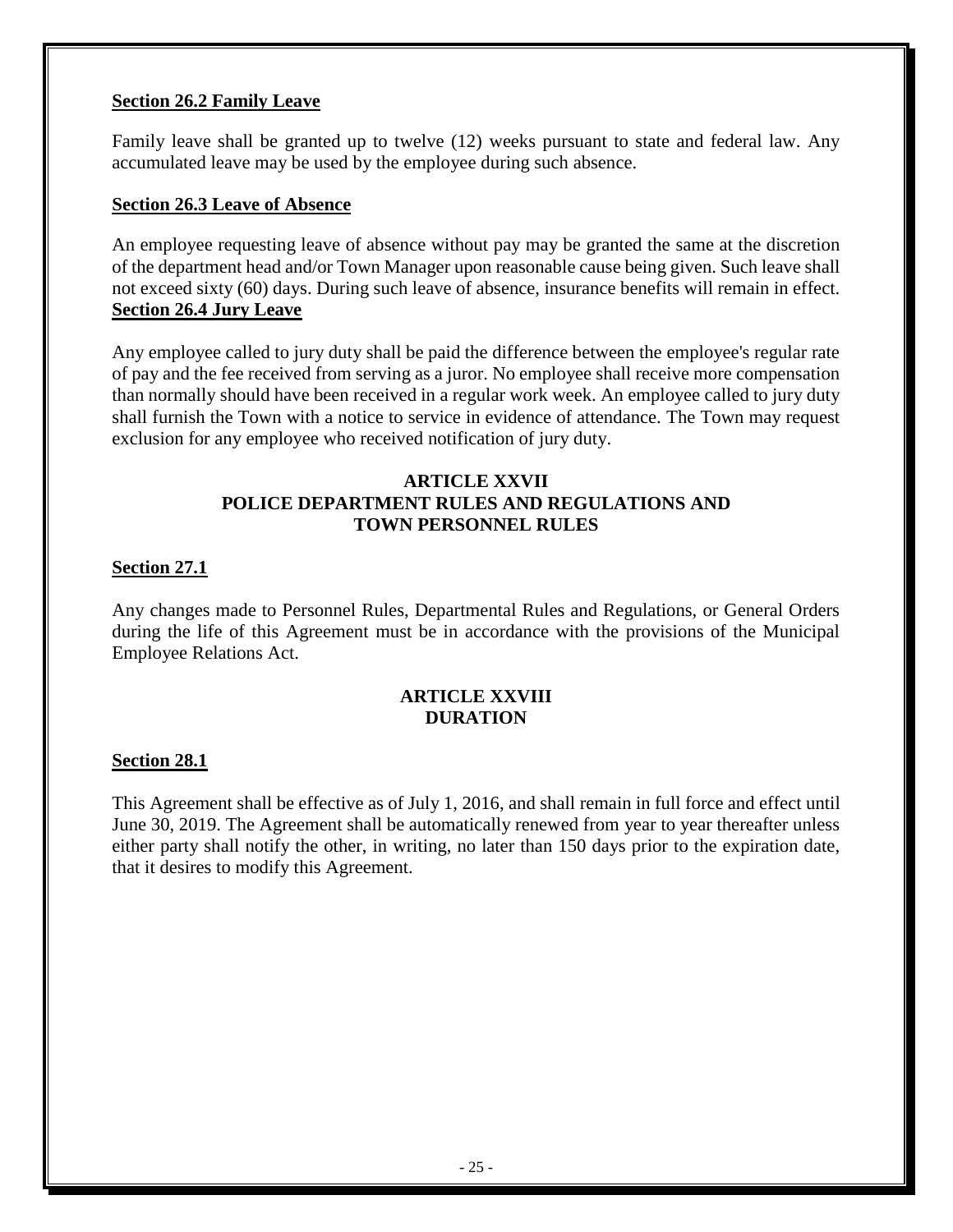**Section 26.2 Family Leave**

Family leave shall be granted up to twelve (12) weeks pursuant to state and federal law. Any accumulated leave may be used by the employee during such absence.

**Section 26.3 Leave of Absence**

An employee requesting leave of absence without pay may be granted the same at the discretion of the department head and/or Town Manager upon reasonable cause being given. Such leave shall not exceed sixty (60) days. During such leave of absence, insurance benefits will remain in effect.

**Section 26.4 Jury Leave**

Any employee called to jury duty shall be paid the difference between the employee's regular rate of pay and the fee received from serving as a juror. No employee shall receive more compensation than normally should have been received in a regular work week. An employee called to jury duty shall furnish the Town with a notice to service in evidence of attendance. The Town may request exclusion for any employee who received notification of jury duty.

## ARTICLE XXVII
## POLICE DEPARTMENT RULES AND REGULATIONS AND TOWN PERSONNEL RULES

**Section 27.1**

Any changes made to Personnel Rules, Departmental Rules and Regulations, or General Orders during the life of this Agreement must be in accordance with the provisions of the Municipal Employee Relations Act.

## ARTICLE XXVIII
## DURATION

**Section 28.1**

This Agreement shall be effective as of July 1, 2016, and shall remain in full force and effect until June 30, 2019. The Agreement shall be automatically renewed from year to year thereafter unless either party shall notify the other, in writing, no later than 150 days prior to the expiration date, that it desires to modify this Agreement.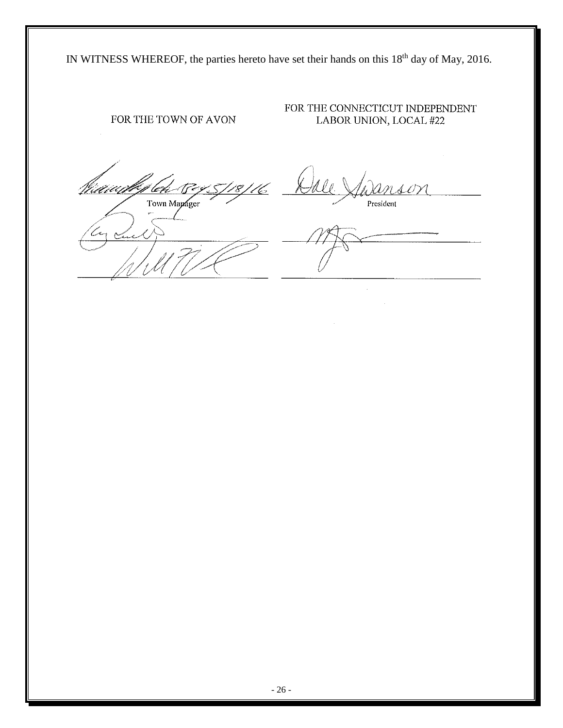IN WITNESS WHEREOF, the parties hereto have set their hands on this 18th day of May, 2016.

| FOR THE TOWN OF AVON | FOR THE CONNECTICUT INDEPENDENT LABOR UNION, LOCAL #22 |
| --- | --- |
| 5/18/16 | Dale Swanson |
| Town Manager | President |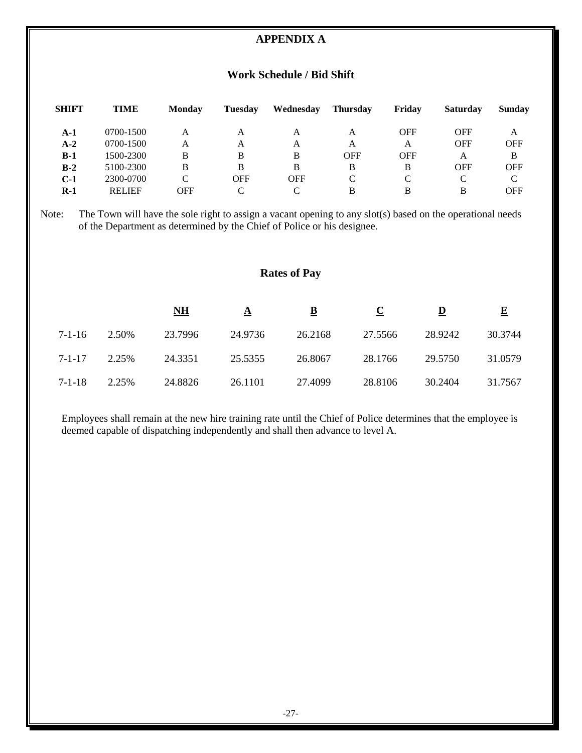# APPENDIX A

## Work Schedule / Bid Shift

| SHIFT | TIME | Monday | Tuesday | Wednesday | Thursday | Friday | Saturday | Sunday |
|---|---|---|---|---|---|---|---|---|
| **A-1** | 0700-1500 | A | A | A | A | OFF | OFF | A |
| **A-2** | 0700-1500 | A | A | A | A | A | OFF | OFF |
| **B-1** | 1500-2300 | B | B | B | OFF | OFF | A | B |
| **B-2** | 5100-2300 | B | B | B | B | B | OFF | OFF |
| **C-1** | 2300-0700 | C | OFF | OFF | C | C | C | C |
| **R-1** | RELIEF | OFF | C | C | B | B | B | OFF |

Note: The Town will have the sole right to assign a vacant opening to any slot(s) based on the operational needs of the Department as determined by the Chief of Police or his designee.

## Rates of Pay

| | | NH | A | B | C | D | E |
|---|---|---|---|---|---|---|---|
| 7-1-16 | 2.50% | 23.7996 | 24.9736 | 26.2168 | 27.5566 | 28.9242 | 30.3744 |
| 7-1-17 | 2.25% | 24.3351 | 25.5355 | 26.8067 | 28.1766 | 29.5750 | 31.0579 |
| 7-1-18 | 2.25% | 24.8826 | 26.1101 | 27.4099 | 28.8106 | 30.2404 | 31.7567 |

Employees shall remain at the new hire training rate until the Chief of Police determines that the employee is deemed capable of dispatching independently and shall then advance to level A.